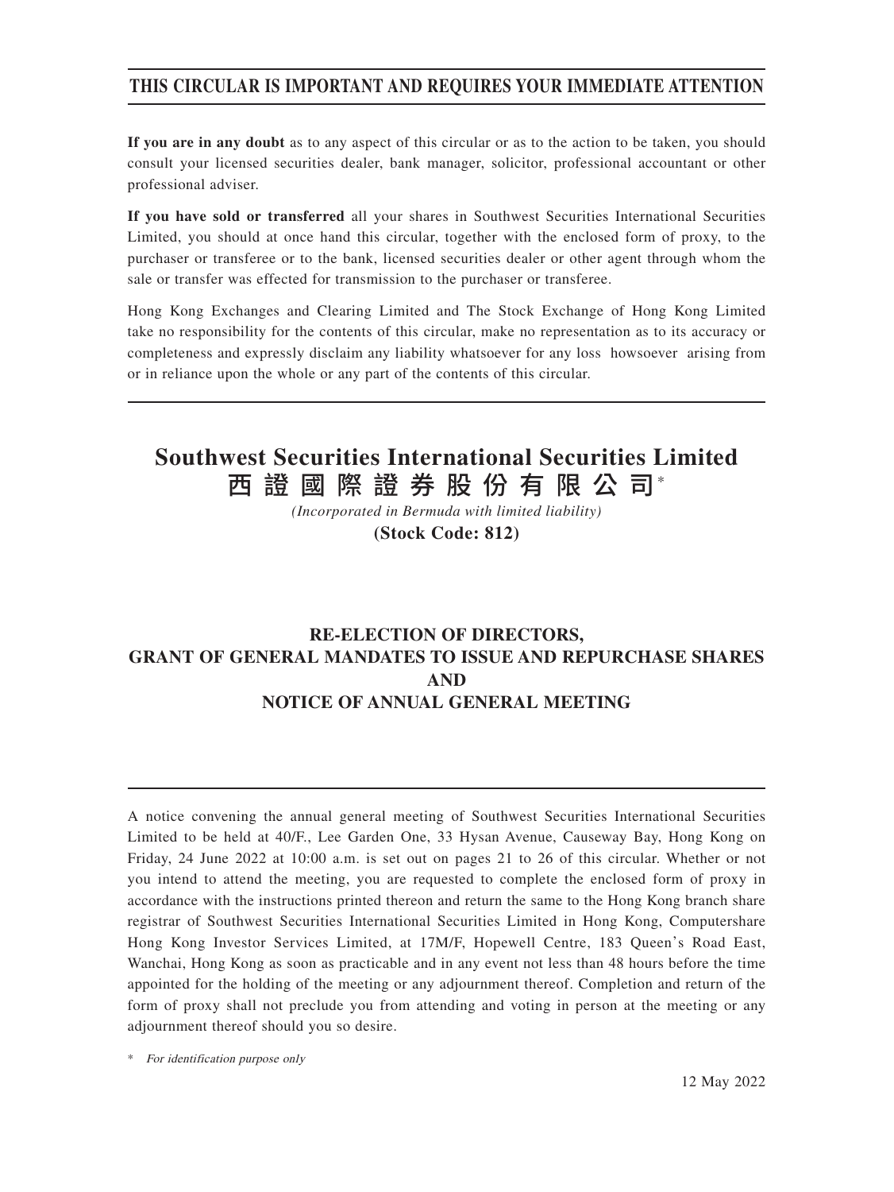# THIS CIRCULAR IS IMPORTANT AND REQUIRES YOUR IMMEDIATE ATTENTION

**If you are in any doubt** as to any aspect of this circular or as to the action to be taken, you should consult your licensed securities dealer, bank manager, solicitor, professional accountant or other professional adviser.

**If you have sold or transferred** all your shares in Southwest Securities International Securities Limited, you should at once hand this circular, together with the enclosed form of proxy, to the purchaser or transferee or to the bank, licensed securities dealer or other agent through whom the sale or transfer was effected for transmission to the purchaser or transferee.

Hong Kong Exchanges and Clearing Limited and The Stock Exchange of Hong Kong Limited take no responsibility for the contents of this circular, make no representation as to its accuracy or completeness and expressly disclaim any liability whatsoever for any loss howsoever arising from or in reliance upon the whole or any part of the contents of this circular.

# Southwest Securities International Securities Limited
# 西證國際證券股份有限公司*

*(Incorporated in Bermuda with limited liability)*

**(Stock Code: 812)**

## RE-ELECTION OF DIRECTORS, GRANT OF GENERAL MANDATES TO ISSUE AND REPURCHASE SHARES AND NOTICE OF ANNUAL GENERAL MEETING

A notice convening the annual general meeting of Southwest Securities International Securities Limited to be held at 40/F., Lee Garden One, 33 Hysan Avenue, Causeway Bay, Hong Kong on Friday, 24 June 2022 at 10:00 a.m. is set out on pages 21 to 26 of this circular. Whether or not you intend to attend the meeting, you are requested to complete the enclosed form of proxy in accordance with the instructions printed thereon and return the same to the Hong Kong branch share registrar of Southwest Securities International Securities Limited in Hong Kong, Computershare Hong Kong Investor Services Limited, at 17M/F, Hopewell Centre, 183 Queen's Road East, Wanchai, Hong Kong as soon as practicable and in any event not less than 48 hours before the time appointed for the holding of the meeting or any adjournment thereof. Completion and return of the form of proxy shall not preclude you from attending and voting in person at the meeting or any adjournment thereof should you so desire.

\* *For identification purpose only*

12 May 2022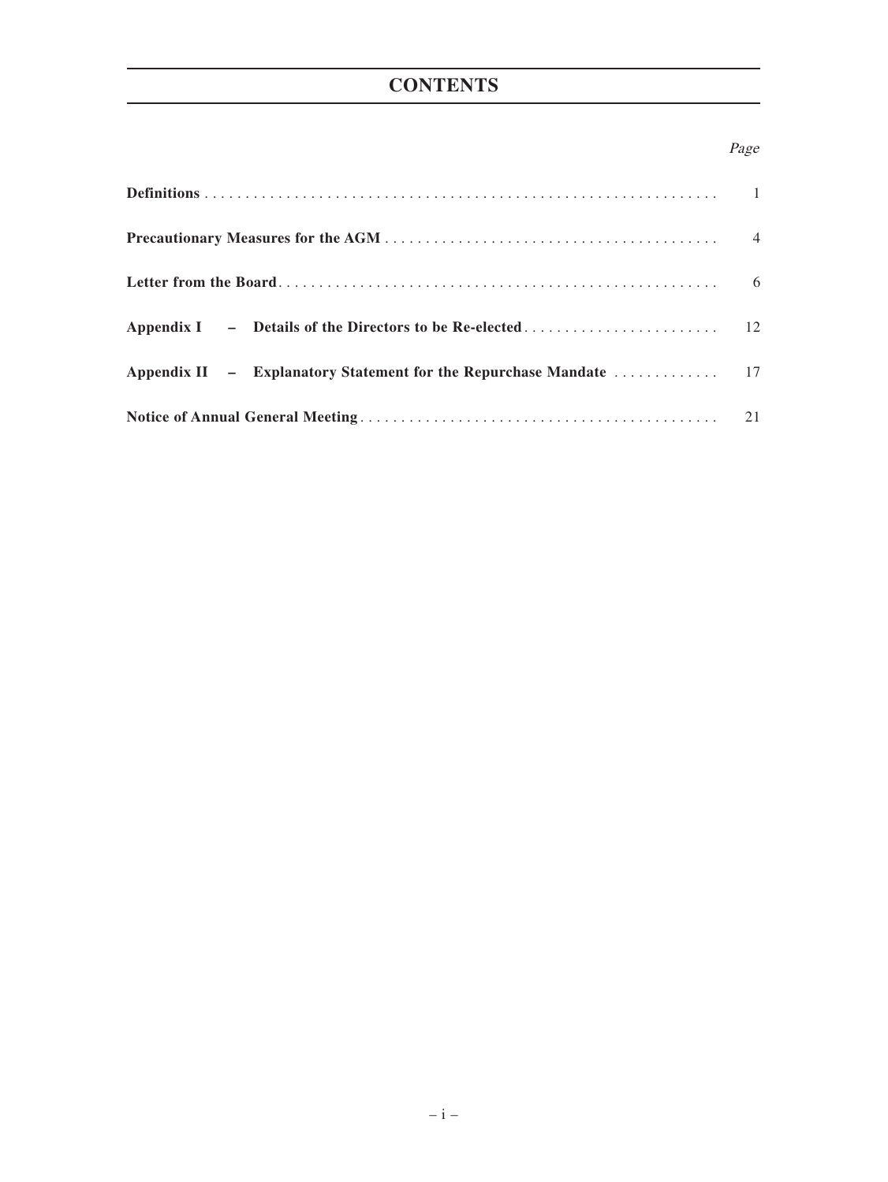# CONTENTS

| | Page |
|---|---|
| **Definitions** | 1 |
| **Precautionary Measures for the AGM** | 4 |
| **Letter from the Board** | 6 |
| **Appendix I – Details of the Directors to be Re-elected** | 12 |
| **Appendix II – Explanatory Statement for the Repurchase Mandate** | 17 |
| **Notice of Annual General Meeting** | 21 |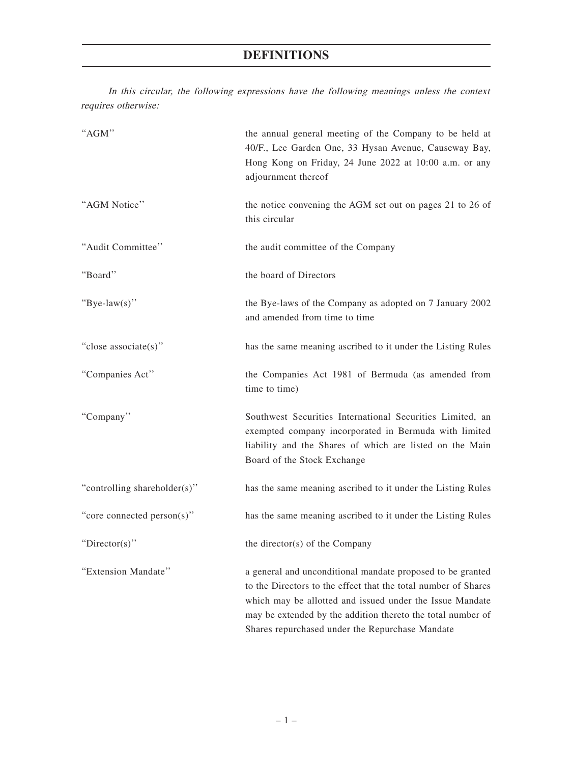# DEFINITIONS

*In this circular, the following expressions have the following meanings unless the context requires otherwise:*

| | |
|---|---|
| "AGM" | the annual general meeting of the Company to be held at 40/F., Lee Garden One, 33 Hysan Avenue, Causeway Bay, Hong Kong on Friday, 24 June 2022 at 10:00 a.m. or any adjournment thereof |
| "AGM Notice" | the notice convening the AGM set out on pages 21 to 26 of this circular |
| "Audit Committee" | the audit committee of the Company |
| "Board" | the board of Directors |
| "Bye-law(s)" | the Bye-laws of the Company as adopted on 7 January 2002 and amended from time to time |
| "close associate(s)" | has the same meaning ascribed to it under the Listing Rules |
| "Companies Act" | the Companies Act 1981 of Bermuda (as amended from time to time) |
| "Company" | Southwest Securities International Securities Limited, an exempted company incorporated in Bermuda with limited liability and the Shares of which are listed on the Main Board of the Stock Exchange |
| "controlling shareholder(s)" | has the same meaning ascribed to it under the Listing Rules |
| "core connected person(s)" | has the same meaning ascribed to it under the Listing Rules |
| "Director(s)" | the director(s) of the Company |
| "Extension Mandate" | a general and unconditional mandate proposed to be granted to the Directors to the effect that the total number of Shares which may be allotted and issued under the Issue Mandate may be extended by the addition thereto the total number of Shares repurchased under the Repurchase Mandate |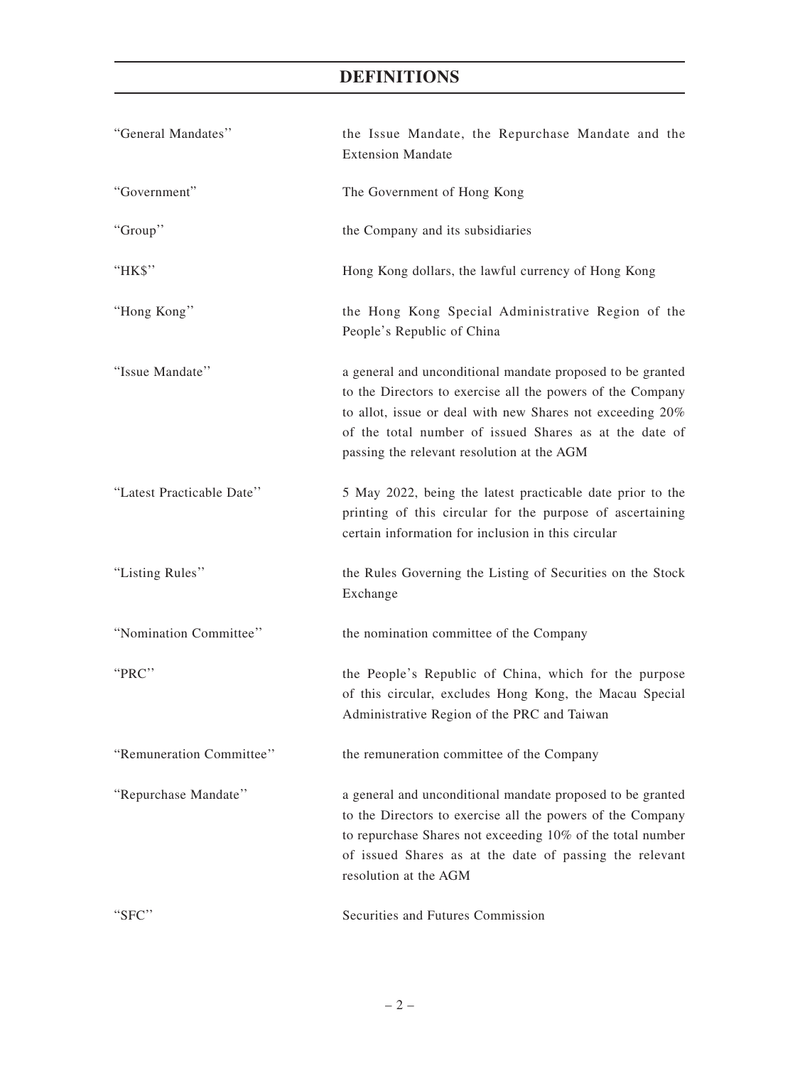# DEFINITIONS

| | |
|---|---|
| "General Mandates" | the Issue Mandate, the Repurchase Mandate and the Extension Mandate |
| "Government" | The Government of Hong Kong |
| "Group" | the Company and its subsidiaries |
| "HK$" | Hong Kong dollars, the lawful currency of Hong Kong |
| "Hong Kong" | the Hong Kong Special Administrative Region of the People's Republic of China |
| "Issue Mandate" | a general and unconditional mandate proposed to be granted to the Directors to exercise all the powers of the Company to allot, issue or deal with new Shares not exceeding 20% of the total number of issued Shares as at the date of passing the relevant resolution at the AGM |
| "Latest Practicable Date" | 5 May 2022, being the latest practicable date prior to the printing of this circular for the purpose of ascertaining certain information for inclusion in this circular |
| "Listing Rules" | the Rules Governing the Listing of Securities on the Stock Exchange |
| "Nomination Committee" | the nomination committee of the Company |
| "PRC" | the People's Republic of China, which for the purpose of this circular, excludes Hong Kong, the Macau Special Administrative Region of the PRC and Taiwan |
| "Remuneration Committee" | the remuneration committee of the Company |
| "Repurchase Mandate" | a general and unconditional mandate proposed to be granted to the Directors to exercise all the powers of the Company to repurchase Shares not exceeding 10% of the total number of issued Shares as at the date of passing the relevant resolution at the AGM |
| "SFC" | Securities and Futures Commission |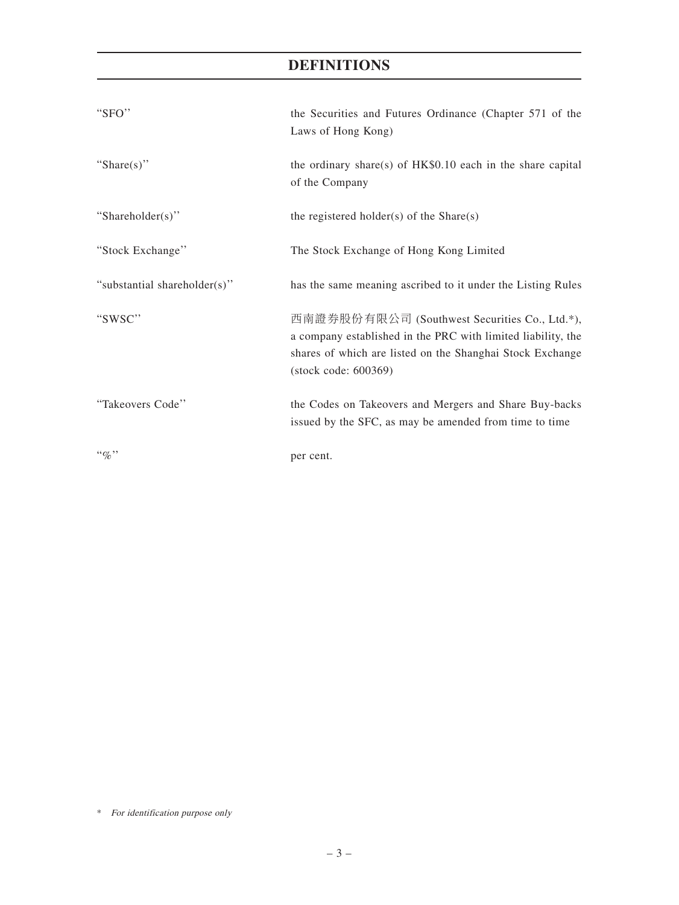# DEFINITIONS

| | |
|---|---|
| "SFO" | the Securities and Futures Ordinance (Chapter 571 of the Laws of Hong Kong) |
| "Share(s)" | the ordinary share(s) of HK$0.10 each in the share capital of the Company |
| "Shareholder(s)" | the registered holder(s) of the Share(s) |
| "Stock Exchange" | The Stock Exchange of Hong Kong Limited |
| "substantial shareholder(s)" | has the same meaning ascribed to it under the Listing Rules |
| "SWSC" | 西南證券股份有限公司 (Southwest Securities Co., Ltd.*), a company established in the PRC with limited liability, the shares of which are listed on the Shanghai Stock Exchange (stock code: 600369) |
| "Takeovers Code" | the Codes on Takeovers and Mergers and Share Buy-backs issued by the SFC, as may be amended from time to time |
| "%" | per cent. |

\* *For identification purpose only*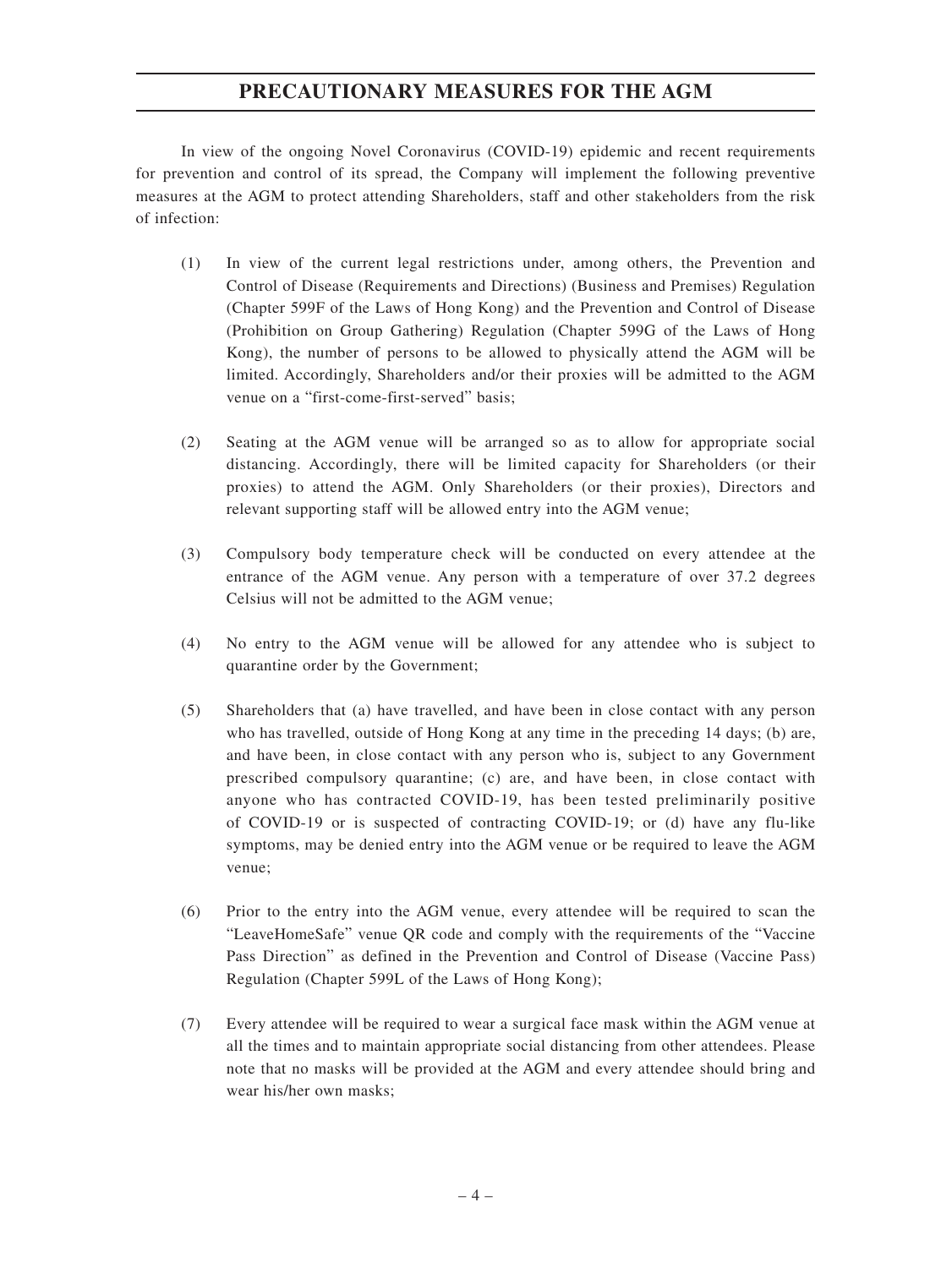# PRECAUTIONARY MEASURES FOR THE AGM

In view of the ongoing Novel Coronavirus (COVID-19) epidemic and recent requirements for prevention and control of its spread, the Company will implement the following preventive measures at the AGM to protect attending Shareholders, staff and other stakeholders from the risk of infection:

(1) In view of the current legal restrictions under, among others, the Prevention and Control of Disease (Requirements and Directions) (Business and Premises) Regulation (Chapter 599F of the Laws of Hong Kong) and the Prevention and Control of Disease (Prohibition on Group Gathering) Regulation (Chapter 599G of the Laws of Hong Kong), the number of persons to be allowed to physically attend the AGM will be limited. Accordingly, Shareholders and/or their proxies will be admitted to the AGM venue on a "first-come-first-served" basis;

(2) Seating at the AGM venue will be arranged so as to allow for appropriate social distancing. Accordingly, there will be limited capacity for Shareholders (or their proxies) to attend the AGM. Only Shareholders (or their proxies), Directors and relevant supporting staff will be allowed entry into the AGM venue;

(3) Compulsory body temperature check will be conducted on every attendee at the entrance of the AGM venue. Any person with a temperature of over 37.2 degrees Celsius will not be admitted to the AGM venue;

(4) No entry to the AGM venue will be allowed for any attendee who is subject to quarantine order by the Government;

(5) Shareholders that (a) have travelled, and have been in close contact with any person who has travelled, outside of Hong Kong at any time in the preceding 14 days; (b) are, and have been, in close contact with any person who is, subject to any Government prescribed compulsory quarantine; (c) are, and have been, in close contact with anyone who has contracted COVID-19, has been tested preliminarily positive of COVID-19 or is suspected of contracting COVID-19; or (d) have any flu-like symptoms, may be denied entry into the AGM venue or be required to leave the AGM venue;

(6) Prior to the entry into the AGM venue, every attendee will be required to scan the "LeaveHomeSafe" venue QR code and comply with the requirements of the "Vaccine Pass Direction" as defined in the Prevention and Control of Disease (Vaccine Pass) Regulation (Chapter 599L of the Laws of Hong Kong);

(7) Every attendee will be required to wear a surgical face mask within the AGM venue at all the times and to maintain appropriate social distancing from other attendees. Please note that no masks will be provided at the AGM and every attendee should bring and wear his/her own masks;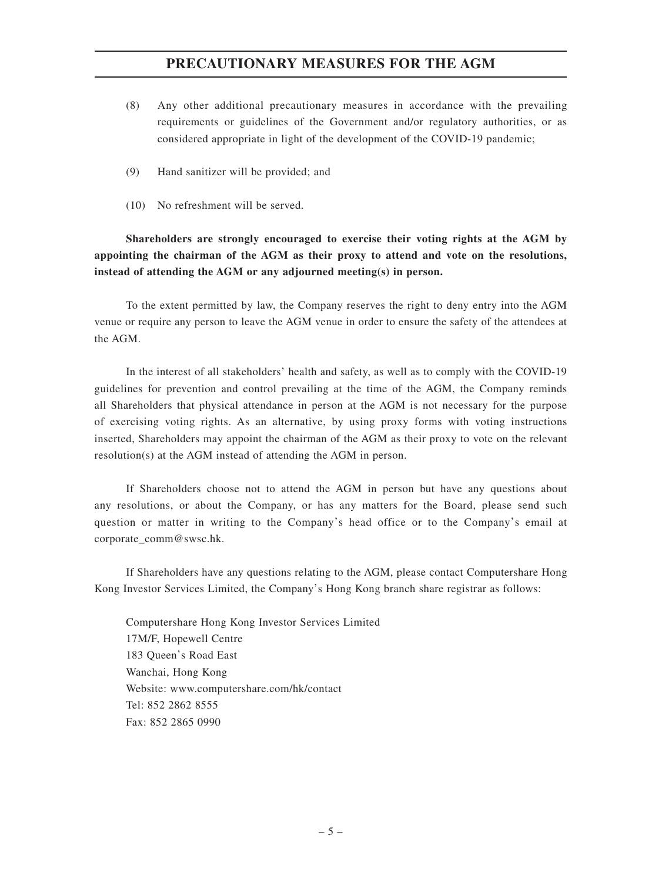# PRECAUTIONARY MEASURES FOR THE AGM

(8) Any other additional precautionary measures in accordance with the prevailing requirements or guidelines of the Government and/or regulatory authorities, or as considered appropriate in light of the development of the COVID-19 pandemic;

(9) Hand sanitizer will be provided; and

(10) No refreshment will be served.

**Shareholders are strongly encouraged to exercise their voting rights at the AGM by appointing the chairman of the AGM as their proxy to attend and vote on the resolutions, instead of attending the AGM or any adjourned meeting(s) in person.**

To the extent permitted by law, the Company reserves the right to deny entry into the AGM venue or require any person to leave the AGM venue in order to ensure the safety of the attendees at the AGM.

In the interest of all stakeholders' health and safety, as well as to comply with the COVID-19 guidelines for prevention and control prevailing at the time of the AGM, the Company reminds all Shareholders that physical attendance in person at the AGM is not necessary for the purpose of exercising voting rights. As an alternative, by using proxy forms with voting instructions inserted, Shareholders may appoint the chairman of the AGM as their proxy to vote on the relevant resolution(s) at the AGM instead of attending the AGM in person.

If Shareholders choose not to attend the AGM in person but have any questions about any resolutions, or about the Company, or has any matters for the Board, please send such question or matter in writing to the Company's head office or to the Company's email at corporate_comm@swsc.hk.

If Shareholders have any questions relating to the AGM, please contact Computershare Hong Kong Investor Services Limited, the Company's Hong Kong branch share registrar as follows:

Computershare Hong Kong Investor Services Limited
17M/F, Hopewell Centre
183 Queen's Road East
Wanchai, Hong Kong
Website: www.computershare.com/hk/contact
Tel: 852 2862 8555
Fax: 852 2865 0990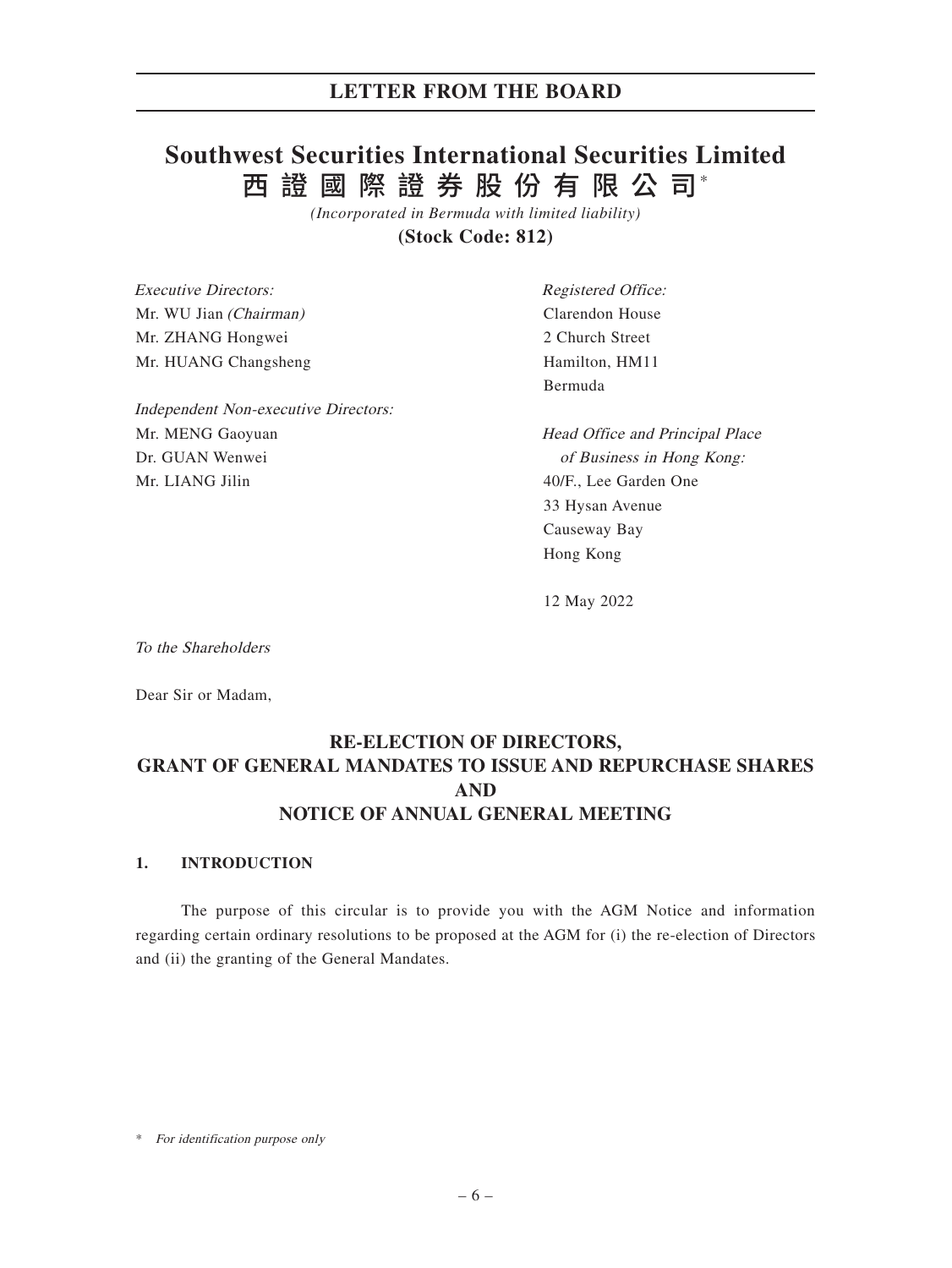# LETTER FROM THE BOARD

# Southwest Securities International Securities Limited
# 西證國際證券股份有限公司*

*(Incorporated in Bermuda with limited liability)*

**(Stock Code: 812)**

*Executive Directors:*
Mr. WU Jian *(Chairman)*
Mr. ZHANG Hongwei
Mr. HUANG Changsheng

*Independent Non-executive Directors:*
Mr. MENG Gaoyuan
Dr. GUAN Wenwei
Mr. LIANG Jilin

*Registered Office:*
Clarendon House
2 Church Street
Hamilton, HM11
Bermuda

*Head Office and Principal Place of Business in Hong Kong:*
40/F., Lee Garden One
33 Hysan Avenue
Causeway Bay
Hong Kong

12 May 2022

*To the Shareholders*

Dear Sir or Madam,

## RE-ELECTION OF DIRECTORS, GRANT OF GENERAL MANDATES TO ISSUE AND REPURCHASE SHARES AND NOTICE OF ANNUAL GENERAL MEETING

### 1. INTRODUCTION

The purpose of this circular is to provide you with the AGM Notice and information regarding certain ordinary resolutions to be proposed at the AGM for (i) the re-election of Directors and (ii) the granting of the General Mandates.

\* *For identification purpose only*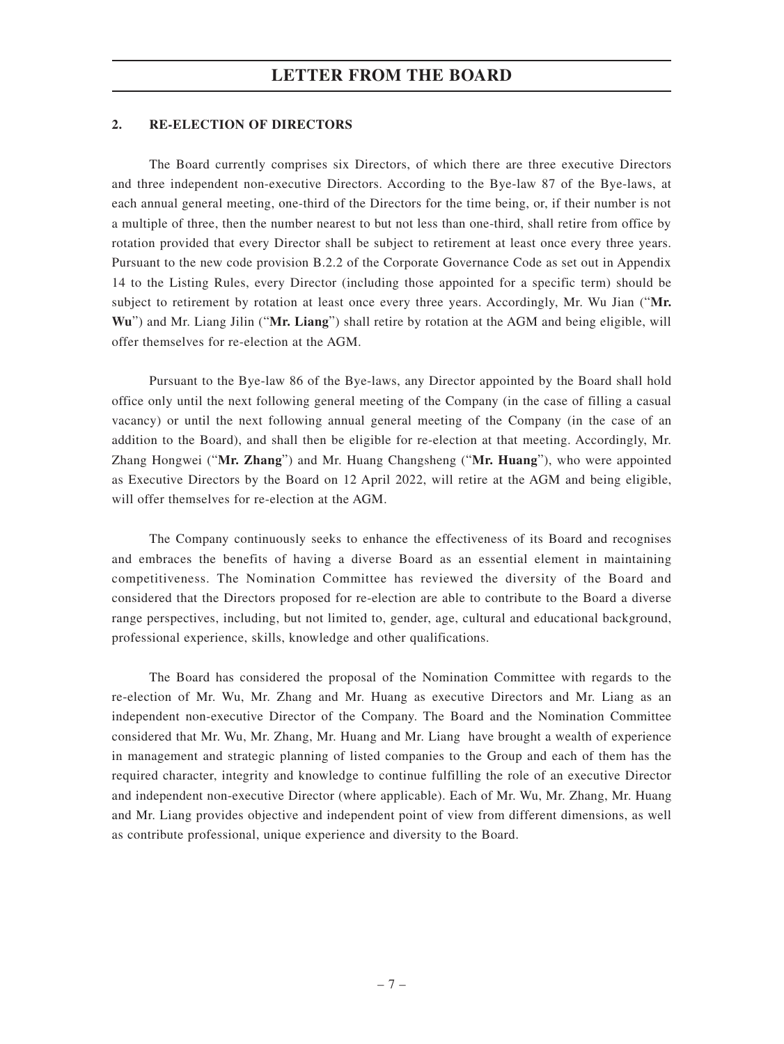## 2. RE-ELECTION OF DIRECTORS

The Board currently comprises six Directors, of which there are three executive Directors and three independent non-executive Directors. According to the Bye-law 87 of the Bye-laws, at each annual general meeting, one-third of the Directors for the time being, or, if their number is not a multiple of three, then the number nearest to but not less than one-third, shall retire from office by rotation provided that every Director shall be subject to retirement at least once every three years. Pursuant to the new code provision B.2.2 of the Corporate Governance Code as set out in Appendix 14 to the Listing Rules, every Director (including those appointed for a specific term) should be subject to retirement by rotation at least once every three years. Accordingly, Mr. Wu Jian ("**Mr. Wu**") and Mr. Liang Jilin ("**Mr. Liang**") shall retire by rotation at the AGM and being eligible, will offer themselves for re-election at the AGM.

Pursuant to the Bye-law 86 of the Bye-laws, any Director appointed by the Board shall hold office only until the next following general meeting of the Company (in the case of filling a casual vacancy) or until the next following annual general meeting of the Company (in the case of an addition to the Board), and shall then be eligible for re-election at that meeting. Accordingly, Mr. Zhang Hongwei ("**Mr. Zhang**") and Mr. Huang Changsheng ("**Mr. Huang**"), who were appointed as Executive Directors by the Board on 12 April 2022, will retire at the AGM and being eligible, will offer themselves for re-election at the AGM.

The Company continuously seeks to enhance the effectiveness of its Board and recognises and embraces the benefits of having a diverse Board as an essential element in maintaining competitiveness. The Nomination Committee has reviewed the diversity of the Board and considered that the Directors proposed for re-election are able to contribute to the Board a diverse range perspectives, including, but not limited to, gender, age, cultural and educational background, professional experience, skills, knowledge and other qualifications.

The Board has considered the proposal of the Nomination Committee with regards to the re-election of Mr. Wu, Mr. Zhang and Mr. Huang as executive Directors and Mr. Liang as an independent non-executive Director of the Company. The Board and the Nomination Committee considered that Mr. Wu, Mr. Zhang, Mr. Huang and Mr. Liang have brought a wealth of experience in management and strategic planning of listed companies to the Group and each of them has the required character, integrity and knowledge to continue fulfilling the role of an executive Director and independent non-executive Director (where applicable). Each of Mr. Wu, Mr. Zhang, Mr. Huang and Mr. Liang provides objective and independent point of view from different dimensions, as well as contribute professional, unique experience and diversity to the Board.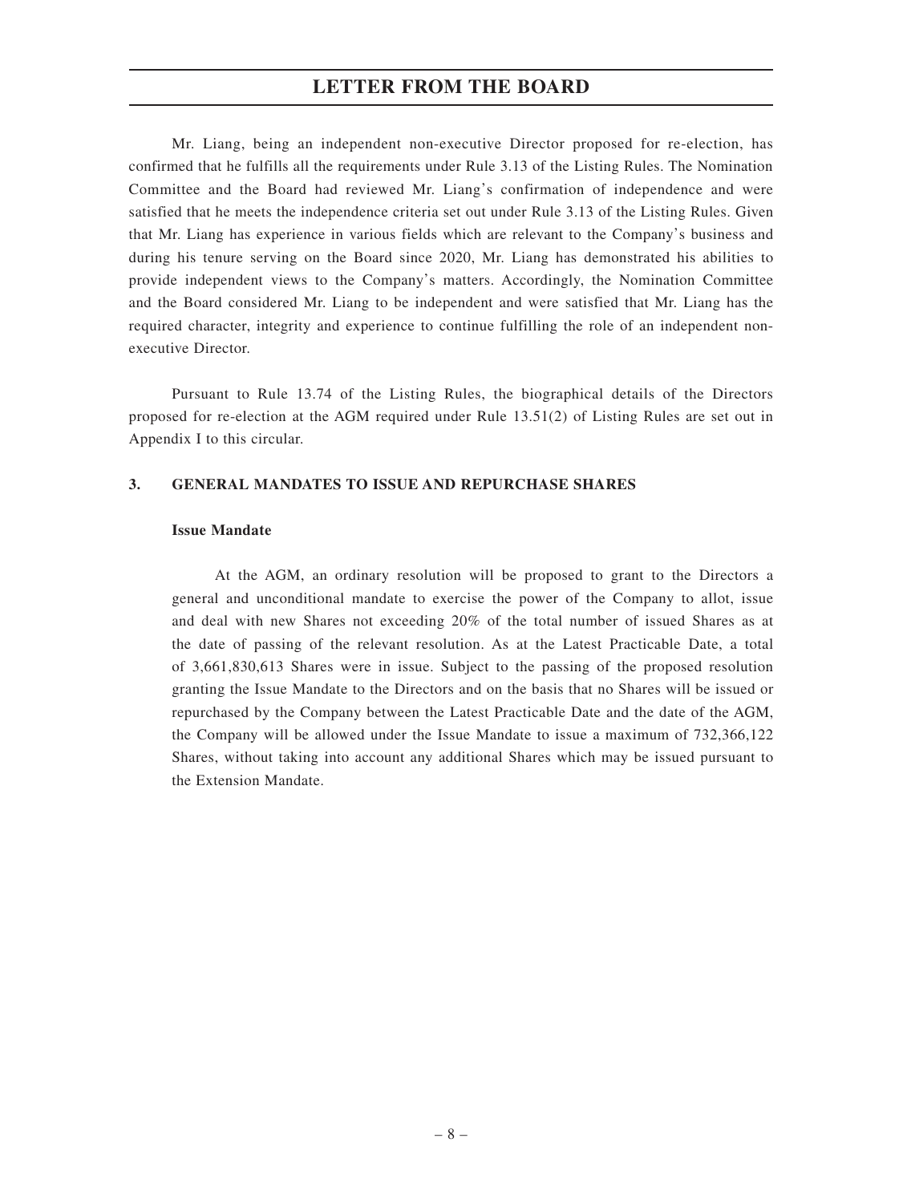Mr. Liang, being an independent non-executive Director proposed for re-election, has confirmed that he fulfills all the requirements under Rule 3.13 of the Listing Rules. The Nomination Committee and the Board had reviewed Mr. Liang's confirmation of independence and were satisfied that he meets the independence criteria set out under Rule 3.13 of the Listing Rules. Given that Mr. Liang has experience in various fields which are relevant to the Company's business and during his tenure serving on the Board since 2020, Mr. Liang has demonstrated his abilities to provide independent views to the Company's matters. Accordingly, the Nomination Committee and the Board considered Mr. Liang to be independent and were satisfied that Mr. Liang has the required character, integrity and experience to continue fulfilling the role of an independent non-executive Director.

Pursuant to Rule 13.74 of the Listing Rules, the biographical details of the Directors proposed for re-election at the AGM required under Rule 13.51(2) of Listing Rules are set out in Appendix I to this circular.

## 3. GENERAL MANDATES TO ISSUE AND REPURCHASE SHARES

### Issue Mandate

At the AGM, an ordinary resolution will be proposed to grant to the Directors a general and unconditional mandate to exercise the power of the Company to allot, issue and deal with new Shares not exceeding 20% of the total number of issued Shares as at the date of passing of the relevant resolution. As at the Latest Practicable Date, a total of 3,661,830,613 Shares were in issue. Subject to the passing of the proposed resolution granting the Issue Mandate to the Directors and on the basis that no Shares will be issued or repurchased by the Company between the Latest Practicable Date and the date of the AGM, the Company will be allowed under the Issue Mandate to issue a maximum of 732,366,122 Shares, without taking into account any additional Shares which may be issued pursuant to the Extension Mandate.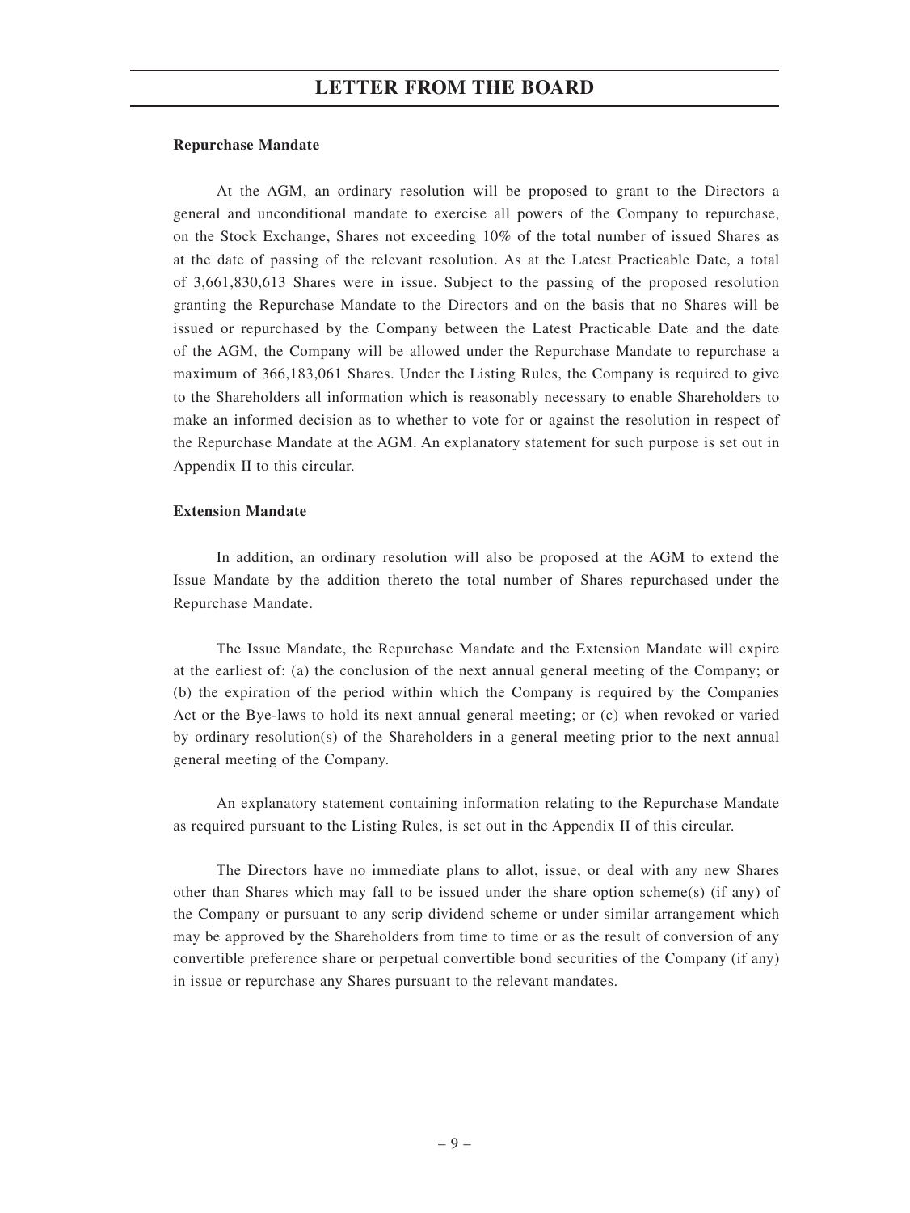**Repurchase Mandate**

At the AGM, an ordinary resolution will be proposed to grant to the Directors a general and unconditional mandate to exercise all powers of the Company to repurchase, on the Stock Exchange, Shares not exceeding 10% of the total number of issued Shares as at the date of passing of the relevant resolution. As at the Latest Practicable Date, a total of 3,661,830,613 Shares were in issue. Subject to the passing of the proposed resolution granting the Repurchase Mandate to the Directors and on the basis that no Shares will be issued or repurchased by the Company between the Latest Practicable Date and the date of the AGM, the Company will be allowed under the Repurchase Mandate to repurchase a maximum of 366,183,061 Shares. Under the Listing Rules, the Company is required to give to the Shareholders all information which is reasonably necessary to enable Shareholders to make an informed decision as to whether to vote for or against the resolution in respect of the Repurchase Mandate at the AGM. An explanatory statement for such purpose is set out in Appendix II to this circular.

**Extension Mandate**

In addition, an ordinary resolution will also be proposed at the AGM to extend the Issue Mandate by the addition thereto the total number of Shares repurchased under the Repurchase Mandate.

The Issue Mandate, the Repurchase Mandate and the Extension Mandate will expire at the earliest of: (a) the conclusion of the next annual general meeting of the Company; or (b) the expiration of the period within which the Company is required by the Companies Act or the Bye-laws to hold its next annual general meeting; or (c) when revoked or varied by ordinary resolution(s) of the Shareholders in a general meeting prior to the next annual general meeting of the Company.

An explanatory statement containing information relating to the Repurchase Mandate as required pursuant to the Listing Rules, is set out in the Appendix II of this circular.

The Directors have no immediate plans to allot, issue, or deal with any new Shares other than Shares which may fall to be issued under the share option scheme(s) (if any) of the Company or pursuant to any scrip dividend scheme or under similar arrangement which may be approved by the Shareholders from time to time or as the result of conversion of any convertible preference share or perpetual convertible bond securities of the Company (if any) in issue or repurchase any Shares pursuant to the relevant mandates.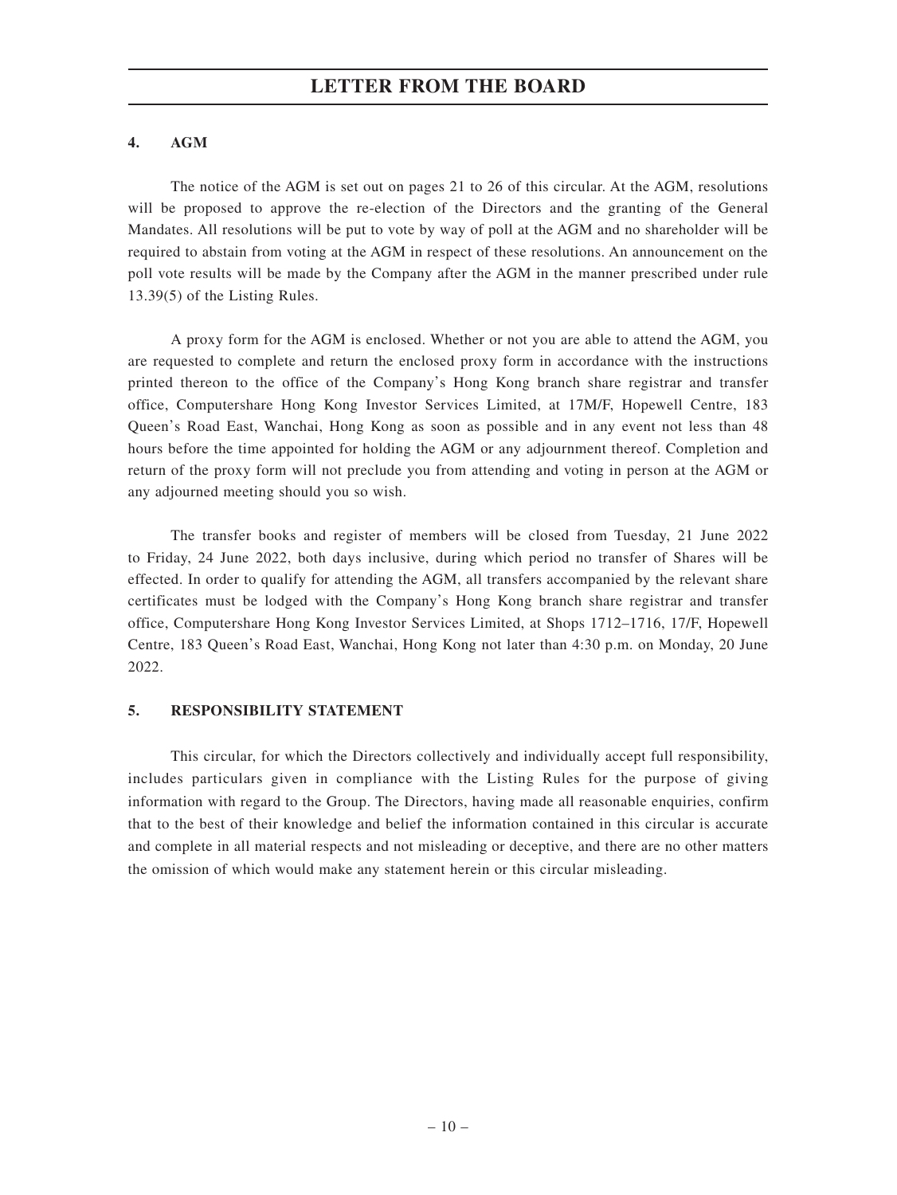## 4. AGM

The notice of the AGM is set out on pages 21 to 26 of this circular. At the AGM, resolutions will be proposed to approve the re-election of the Directors and the granting of the General Mandates. All resolutions will be put to vote by way of poll at the AGM and no shareholder will be required to abstain from voting at the AGM in respect of these resolutions. An announcement on the poll vote results will be made by the Company after the AGM in the manner prescribed under rule 13.39(5) of the Listing Rules.

A proxy form for the AGM is enclosed. Whether or not you are able to attend the AGM, you are requested to complete and return the enclosed proxy form in accordance with the instructions printed thereon to the office of the Company's Hong Kong branch share registrar and transfer office, Computershare Hong Kong Investor Services Limited, at 17M/F, Hopewell Centre, 183 Queen's Road East, Wanchai, Hong Kong as soon as possible and in any event not less than 48 hours before the time appointed for holding the AGM or any adjournment thereof. Completion and return of the proxy form will not preclude you from attending and voting in person at the AGM or any adjourned meeting should you so wish.

The transfer books and register of members will be closed from Tuesday, 21 June 2022 to Friday, 24 June 2022, both days inclusive, during which period no transfer of Shares will be effected. In order to qualify for attending the AGM, all transfers accompanied by the relevant share certificates must be lodged with the Company's Hong Kong branch share registrar and transfer office, Computershare Hong Kong Investor Services Limited, at Shops 1712–1716, 17/F, Hopewell Centre, 183 Queen's Road East, Wanchai, Hong Kong not later than 4:30 p.m. on Monday, 20 June 2022.

## 5. RESPONSIBILITY STATEMENT

This circular, for which the Directors collectively and individually accept full responsibility, includes particulars given in compliance with the Listing Rules for the purpose of giving information with regard to the Group. The Directors, having made all reasonable enquiries, confirm that to the best of their knowledge and belief the information contained in this circular is accurate and complete in all material respects and not misleading or deceptive, and there are no other matters the omission of which would make any statement herein or this circular misleading.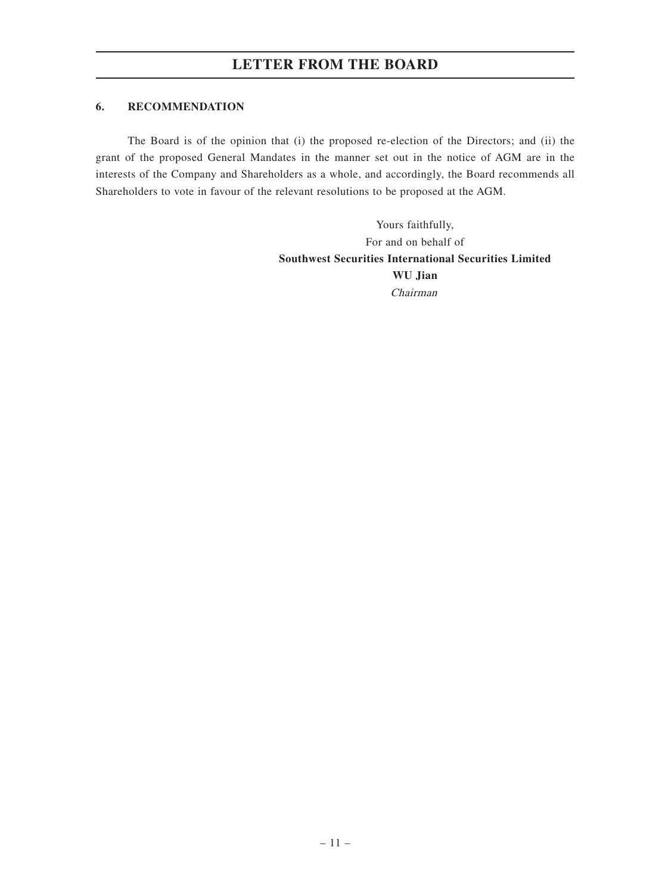### 6. RECOMMENDATION

The Board is of the opinion that (i) the proposed re-election of the Directors; and (ii) the grant of the proposed General Mandates in the manner set out in the notice of AGM are in the interests of the Company and Shareholders as a whole, and accordingly, the Board recommends all Shareholders to vote in favour of the relevant resolutions to be proposed at the AGM.

Yours faithfully,
For and on behalf of
**Southwest Securities International Securities Limited**
**WU Jian**
*Chairman*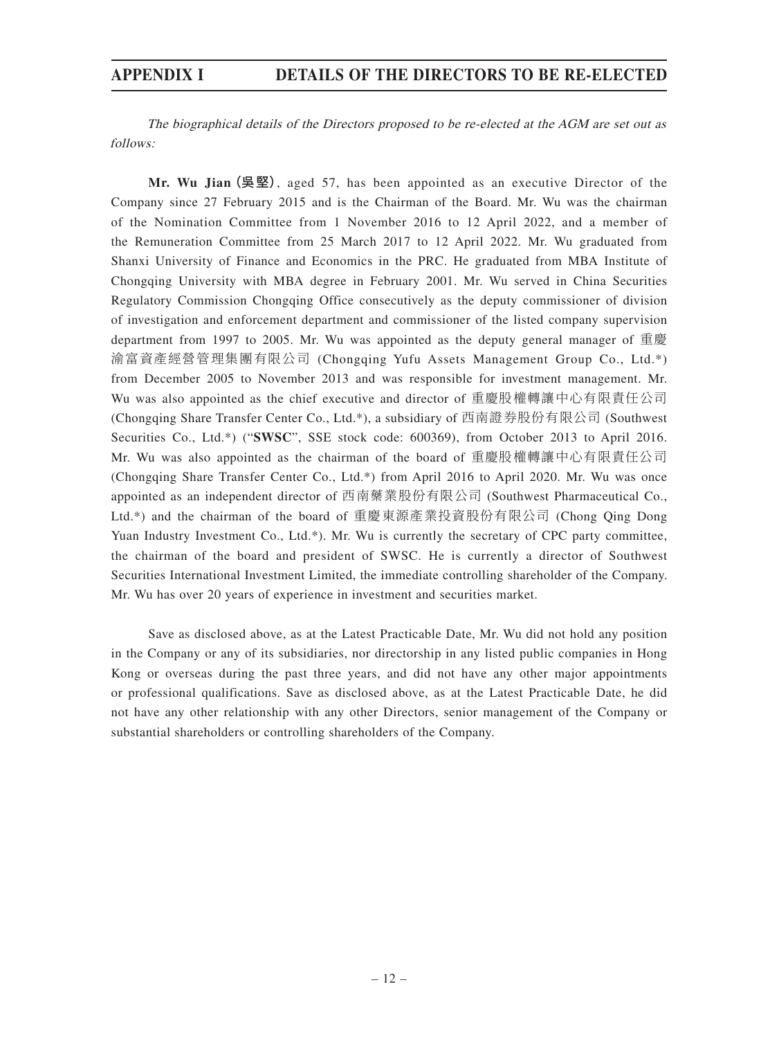# APPENDIX I DETAILS OF THE DIRECTORS TO BE RE-ELECTED

*The biographical details of the Directors proposed to be re-elected at the AGM are set out as follows:*

**Mr. Wu Jian (吳堅)**, aged 57, has been appointed as an executive Director of the Company since 27 February 2015 and is the Chairman of the Board. Mr. Wu was the chairman of the Nomination Committee from 1 November 2016 to 12 April 2022, and a member of the Remuneration Committee from 25 March 2017 to 12 April 2022. Mr. Wu graduated from Shanxi University of Finance and Economics in the PRC. He graduated from MBA Institute of Chongqing University with MBA degree in February 2001. Mr. Wu served in China Securities Regulatory Commission Chongqing Office consecutively as the deputy commissioner of division of investigation and enforcement department and commissioner of the listed company supervision department from 1997 to 2005. Mr. Wu was appointed as the deputy general manager of 重慶渝富資產經營管理集團有限公司 (Chongqing Yufu Assets Management Group Co., Ltd.*) from December 2005 to November 2013 and was responsible for investment management. Mr. Wu was also appointed as the chief executive and director of 重慶股權轉讓中心有限責任公司 (Chongqing Share Transfer Center Co., Ltd.*), a subsidiary of 西南證券股份有限公司 (Southwest Securities Co., Ltd.*) ("**SWSC**", SSE stock code: 600369), from October 2013 to April 2016. Mr. Wu was also appointed as the chairman of the board of 重慶股權轉讓中心有限責任公司 (Chongqing Share Transfer Center Co., Ltd.*) from April 2016 to April 2020. Mr. Wu was once appointed as an independent director of 西南藥業股份有限公司 (Southwest Pharmaceutical Co., Ltd.*) and the chairman of the board of 重慶東源產業投資股份有限公司 (Chong Qing Dong Yuan Industry Investment Co., Ltd.*). Mr. Wu is currently the secretary of CPC party committee, the chairman of the board and president of SWSC. He is currently a director of Southwest Securities International Investment Limited, the immediate controlling shareholder of the Company. Mr. Wu has over 20 years of experience in investment and securities market.

Save as disclosed above, as at the Latest Practicable Date, Mr. Wu did not hold any position in the Company or any of its subsidiaries, nor directorship in any listed public companies in Hong Kong or overseas during the past three years, and did not have any other major appointments or professional qualifications. Save as disclosed above, as at the Latest Practicable Date, he did not have any other relationship with any other Directors, senior management of the Company or substantial shareholders or controlling shareholders of the Company.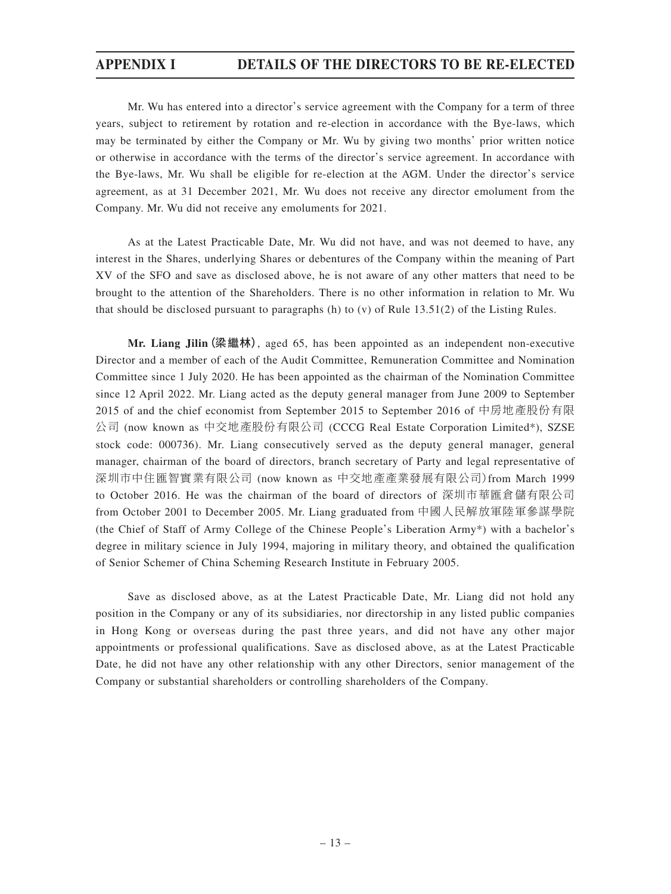Mr. Wu has entered into a director's service agreement with the Company for a term of three years, subject to retirement by rotation and re-election in accordance with the Bye-laws, which may be terminated by either the Company or Mr. Wu by giving two months' prior written notice or otherwise in accordance with the terms of the director's service agreement. In accordance with the Bye-laws, Mr. Wu shall be eligible for re-election at the AGM. Under the director's service agreement, as at 31 December 2021, Mr. Wu does not receive any director emolument from the Company. Mr. Wu did not receive any emoluments for 2021.

As at the Latest Practicable Date, Mr. Wu did not have, and was not deemed to have, any interest in the Shares, underlying Shares or debentures of the Company within the meaning of Part XV of the SFO and save as disclosed above, he is not aware of any other matters that need to be brought to the attention of the Shareholders. There is no other information in relation to Mr. Wu that should be disclosed pursuant to paragraphs (h) to (v) of Rule 13.51(2) of the Listing Rules.

**Mr. Liang Jilin (梁繼林)**, aged 65, has been appointed as an independent non-executive Director and a member of each of the Audit Committee, Remuneration Committee and Nomination Committee since 1 July 2020. He has been appointed as the chairman of the Nomination Committee since 12 April 2022. Mr. Liang acted as the deputy general manager from June 2009 to September 2015 of and the chief economist from September 2015 to September 2016 of 中房地產股份有限公司 (now known as 中交地產股份有限公司 (CCCG Real Estate Corporation Limited*), SZSE stock code: 000736). Mr. Liang consecutively served as the deputy general manager, general manager, chairman of the board of directors, branch secretary of Party and legal representative of 深圳市中住匯智實業有限公司 (now known as 中交地產產業發展有限公司) from March 1999 to October 2016. He was the chairman of the board of directors of 深圳市華匯倉儲有限公司 from October 2001 to December 2005. Mr. Liang graduated from 中國人民解放軍陸軍參謀學院 (the Chief of Staff of Army College of the Chinese People's Liberation Army*) with a bachelor's degree in military science in July 1994, majoring in military theory, and obtained the qualification of Senior Schemer of China Scheming Research Institute in February 2005.

Save as disclosed above, as at the Latest Practicable Date, Mr. Liang did not hold any position in the Company or any of its subsidiaries, nor directorship in any listed public companies in Hong Kong or overseas during the past three years, and did not have any other major appointments or professional qualifications. Save as disclosed above, as at the Latest Practicable Date, he did not have any other relationship with any other Directors, senior management of the Company or substantial shareholders or controlling shareholders of the Company.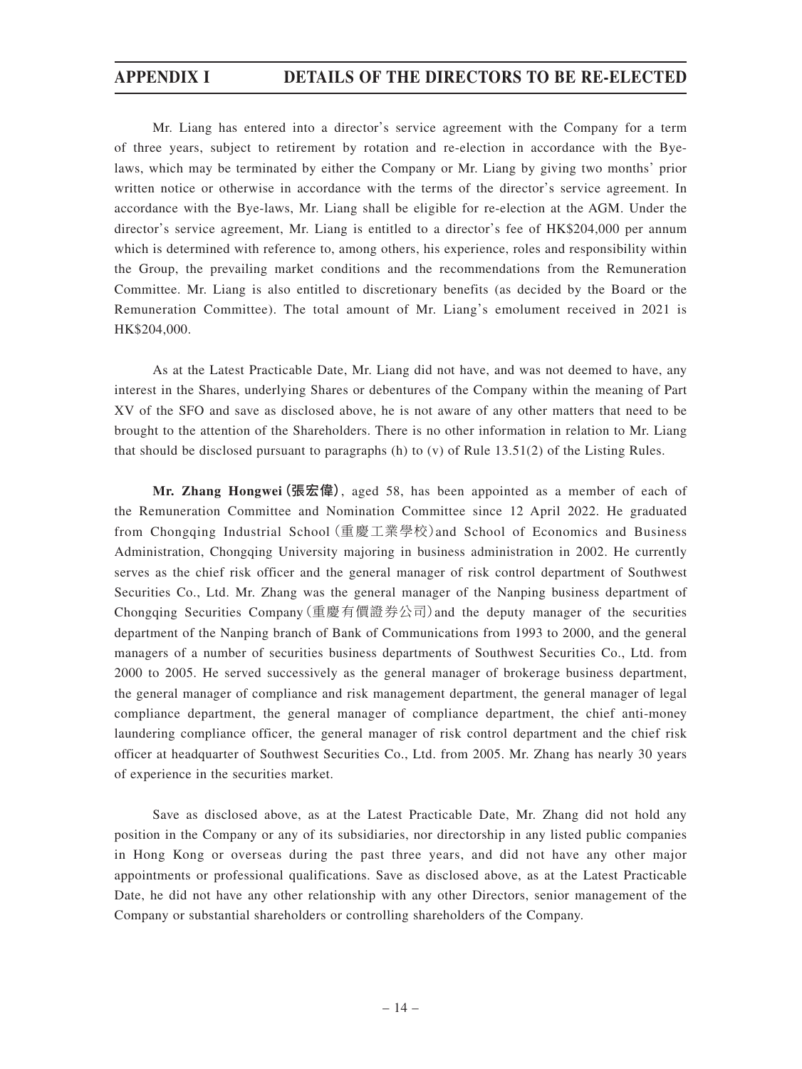Mr. Liang has entered into a director's service agreement with the Company for a term of three years, subject to retirement by rotation and re-election in accordance with the Bye-laws, which may be terminated by either the Company or Mr. Liang by giving two months' prior written notice or otherwise in accordance with the terms of the director's service agreement. In accordance with the Bye-laws, Mr. Liang shall be eligible for re-election at the AGM. Under the director's service agreement, Mr. Liang is entitled to a director's fee of HK$204,000 per annum which is determined with reference to, among others, his experience, roles and responsibility within the Group, the prevailing market conditions and the recommendations from the Remuneration Committee. Mr. Liang is also entitled to discretionary benefits (as decided by the Board or the Remuneration Committee). The total amount of Mr. Liang's emolument received in 2021 is HK$204,000.

As at the Latest Practicable Date, Mr. Liang did not have, and was not deemed to have, any interest in the Shares, underlying Shares or debentures of the Company within the meaning of Part XV of the SFO and save as disclosed above, he is not aware of any other matters that need to be brought to the attention of the Shareholders. There is no other information in relation to Mr. Liang that should be disclosed pursuant to paragraphs (h) to (v) of Rule 13.51(2) of the Listing Rules.

**Mr. Zhang Hongwei (張宏偉)**, aged 58, has been appointed as a member of each of the Remuneration Committee and Nomination Committee since 12 April 2022. He graduated from Chongqing Industrial School (重慶工業學校) and School of Economics and Business Administration, Chongqing University majoring in business administration in 2002. He currently serves as the chief risk officer and the general manager of risk control department of Southwest Securities Co., Ltd. Mr. Zhang was the general manager of the Nanping business department of Chongqing Securities Company (重慶有價證券公司) and the deputy manager of the securities department of the Nanping branch of Bank of Communications from 1993 to 2000, and the general managers of a number of securities business departments of Southwest Securities Co., Ltd. from 2000 to 2005. He served successively as the general manager of brokerage business department, the general manager of compliance and risk management department, the general manager of legal compliance department, the general manager of compliance department, the chief anti-money laundering compliance officer, the general manager of risk control department and the chief risk officer at headquarter of Southwest Securities Co., Ltd. from 2005. Mr. Zhang has nearly 30 years of experience in the securities market.

Save as disclosed above, as at the Latest Practicable Date, Mr. Zhang did not hold any position in the Company or any of its subsidiaries, nor directorship in any listed public companies in Hong Kong or overseas during the past three years, and did not have any other major appointments or professional qualifications. Save as disclosed above, as at the Latest Practicable Date, he did not have any other relationship with any other Directors, senior management of the Company or substantial shareholders or controlling shareholders of the Company.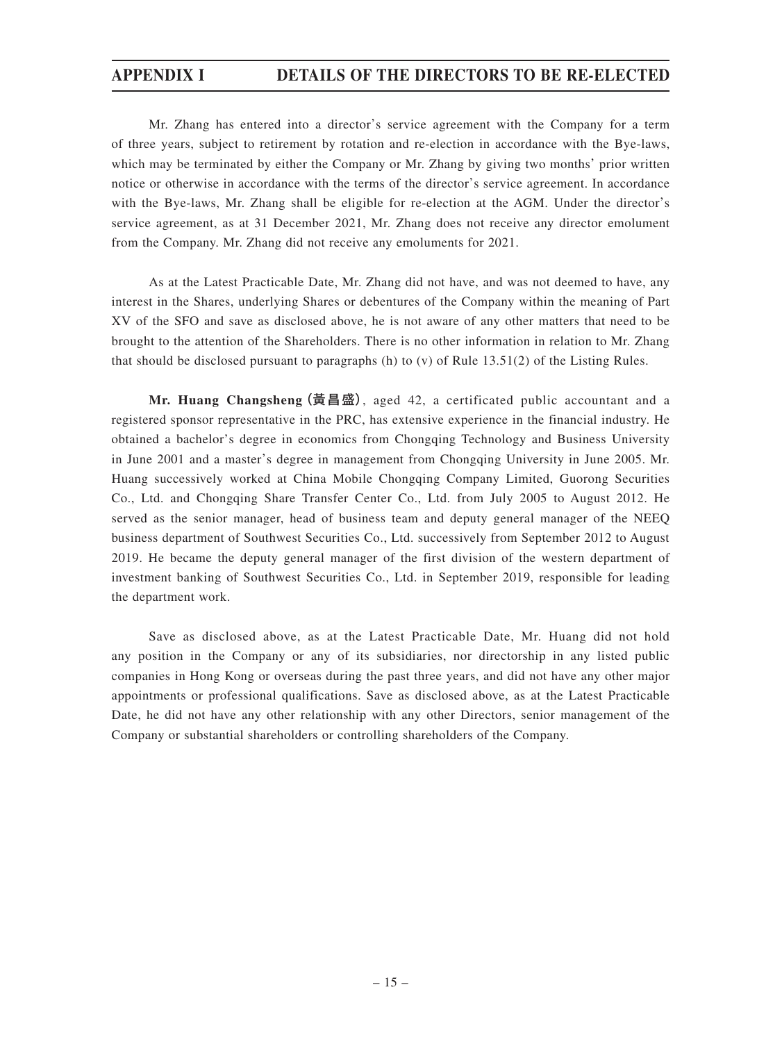Mr. Zhang has entered into a director's service agreement with the Company for a term of three years, subject to retirement by rotation and re-election in accordance with the Bye-laws, which may be terminated by either the Company or Mr. Zhang by giving two months' prior written notice or otherwise in accordance with the terms of the director's service agreement. In accordance with the Bye-laws, Mr. Zhang shall be eligible for re-election at the AGM. Under the director's service agreement, as at 31 December 2021, Mr. Zhang does not receive any director emolument from the Company. Mr. Zhang did not receive any emoluments for 2021.

As at the Latest Practicable Date, Mr. Zhang did not have, and was not deemed to have, any interest in the Shares, underlying Shares or debentures of the Company within the meaning of Part XV of the SFO and save as disclosed above, he is not aware of any other matters that need to be brought to the attention of the Shareholders. There is no other information in relation to Mr. Zhang that should be disclosed pursuant to paragraphs (h) to (v) of Rule 13.51(2) of the Listing Rules.

**Mr. Huang Changsheng (黃昌盛)**, aged 42, a certificated public accountant and a registered sponsor representative in the PRC, has extensive experience in the financial industry. He obtained a bachelor's degree in economics from Chongqing Technology and Business University in June 2001 and a master's degree in management from Chongqing University in June 2005. Mr. Huang successively worked at China Mobile Chongqing Company Limited, Guorong Securities Co., Ltd. and Chongqing Share Transfer Center Co., Ltd. from July 2005 to August 2012. He served as the senior manager, head of business team and deputy general manager of the NEEQ business department of Southwest Securities Co., Ltd. successively from September 2012 to August 2019. He became the deputy general manager of the first division of the western department of investment banking of Southwest Securities Co., Ltd. in September 2019, responsible for leading the department work.

Save as disclosed above, as at the Latest Practicable Date, Mr. Huang did not hold any position in the Company or any of its subsidiaries, nor directorship in any listed public companies in Hong Kong or overseas during the past three years, and did not have any other major appointments or professional qualifications. Save as disclosed above, as at the Latest Practicable Date, he did not have any other relationship with any other Directors, senior management of the Company or substantial shareholders or controlling shareholders of the Company.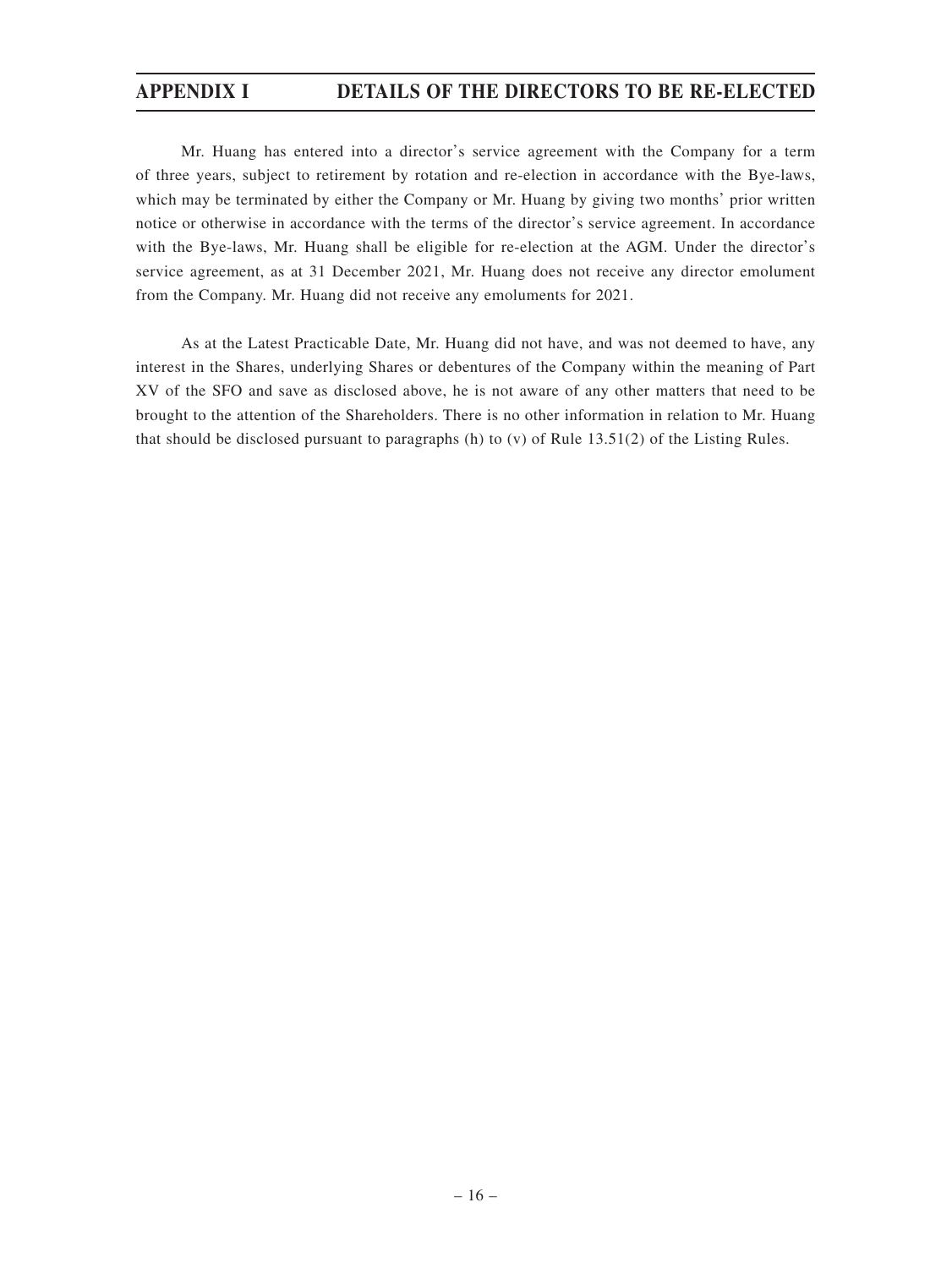Mr. Huang has entered into a director's service agreement with the Company for a term of three years, subject to retirement by rotation and re-election in accordance with the Bye-laws, which may be terminated by either the Company or Mr. Huang by giving two months' prior written notice or otherwise in accordance with the terms of the director's service agreement. In accordance with the Bye-laws, Mr. Huang shall be eligible for re-election at the AGM. Under the director's service agreement, as at 31 December 2021, Mr. Huang does not receive any director emolument from the Company. Mr. Huang did not receive any emoluments for 2021.

As at the Latest Practicable Date, Mr. Huang did not have, and was not deemed to have, any interest in the Shares, underlying Shares or debentures of the Company within the meaning of Part XV of the SFO and save as disclosed above, he is not aware of any other matters that need to be brought to the attention of the Shareholders. There is no other information in relation to Mr. Huang that should be disclosed pursuant to paragraphs (h) to (v) of Rule 13.51(2) of the Listing Rules.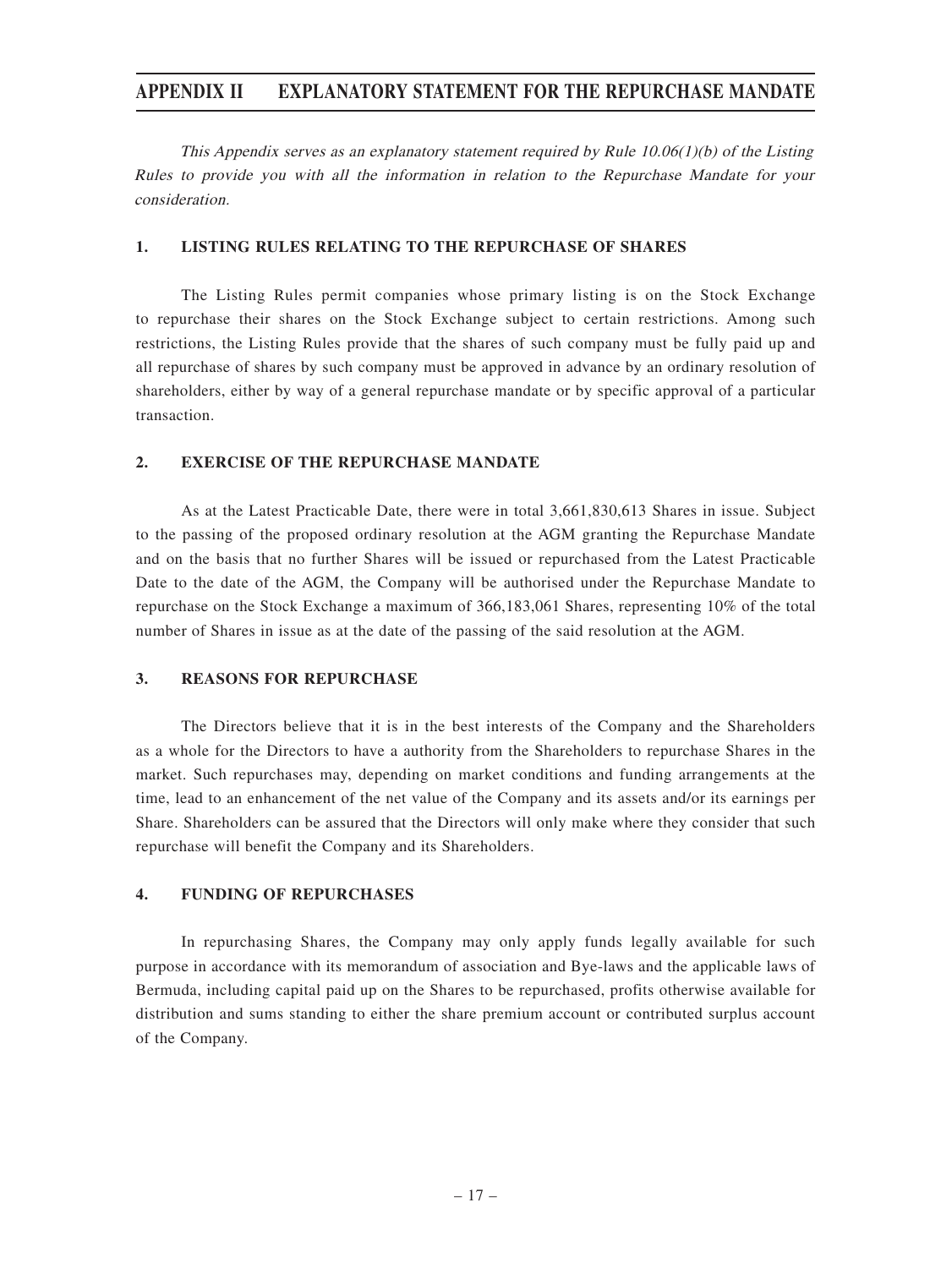# APPENDIX II EXPLANATORY STATEMENT FOR THE REPURCHASE MANDATE

*This Appendix serves as an explanatory statement required by Rule 10.06(1)(b) of the Listing Rules to provide you with all the information in relation to the Repurchase Mandate for your consideration.*

## 1. LISTING RULES RELATING TO THE REPURCHASE OF SHARES

The Listing Rules permit companies whose primary listing is on the Stock Exchange to repurchase their shares on the Stock Exchange subject to certain restrictions. Among such restrictions, the Listing Rules provide that the shares of such company must be fully paid up and all repurchase of shares by such company must be approved in advance by an ordinary resolution of shareholders, either by way of a general repurchase mandate or by specific approval of a particular transaction.

## 2. EXERCISE OF THE REPURCHASE MANDATE

As at the Latest Practicable Date, there were in total 3,661,830,613 Shares in issue. Subject to the passing of the proposed ordinary resolution at the AGM granting the Repurchase Mandate and on the basis that no further Shares will be issued or repurchased from the Latest Practicable Date to the date of the AGM, the Company will be authorised under the Repurchase Mandate to repurchase on the Stock Exchange a maximum of 366,183,061 Shares, representing 10% of the total number of Shares in issue as at the date of the passing of the said resolution at the AGM.

## 3. REASONS FOR REPURCHASE

The Directors believe that it is in the best interests of the Company and the Shareholders as a whole for the Directors to have a authority from the Shareholders to repurchase Shares in the market. Such repurchases may, depending on market conditions and funding arrangements at the time, lead to an enhancement of the net value of the Company and its assets and/or its earnings per Share. Shareholders can be assured that the Directors will only make where they consider that such repurchase will benefit the Company and its Shareholders.

## 4. FUNDING OF REPURCHASES

In repurchasing Shares, the Company may only apply funds legally available for such purpose in accordance with its memorandum of association and Bye-laws and the applicable laws of Bermuda, including capital paid up on the Shares to be repurchased, profits otherwise available for distribution and sums standing to either the share premium account or contributed surplus account of the Company.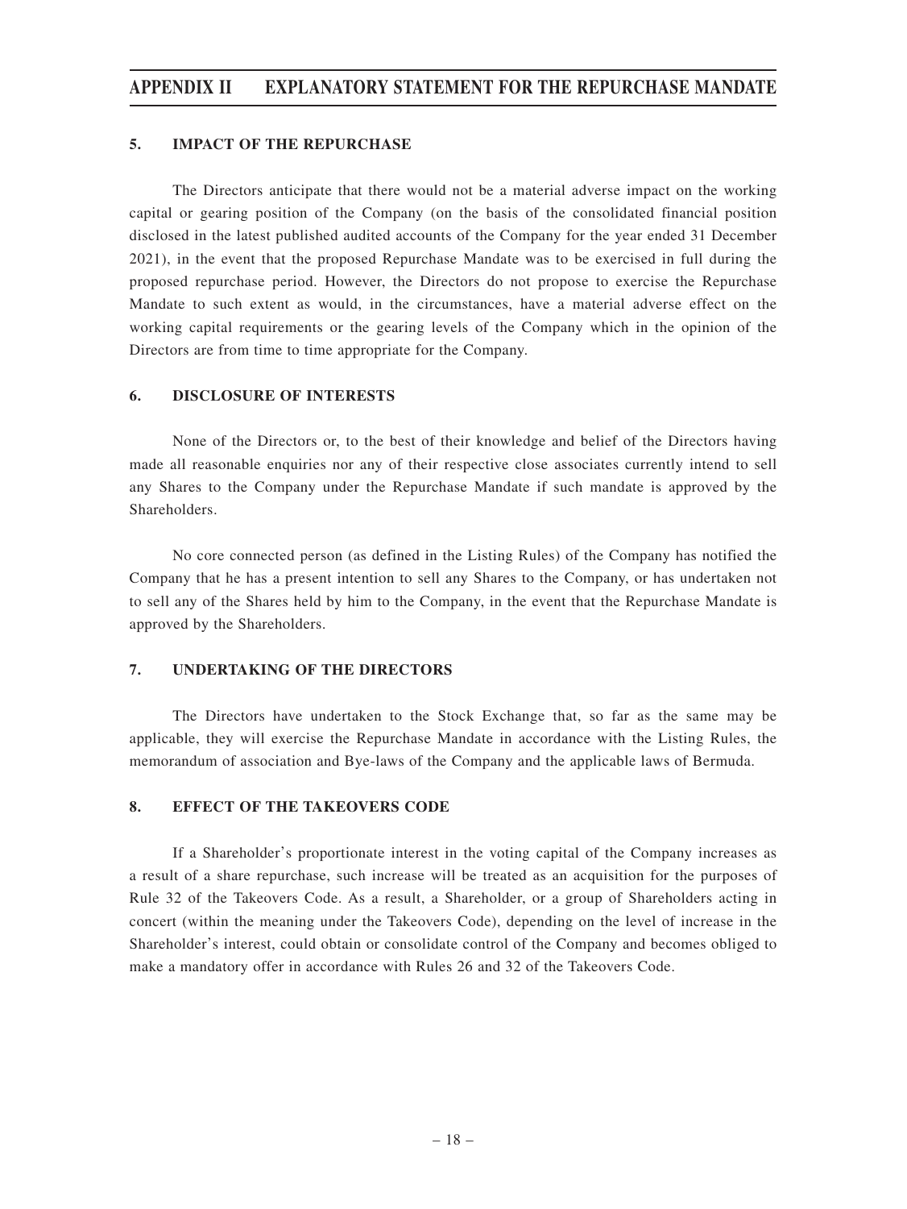## 5. IMPACT OF THE REPURCHASE

The Directors anticipate that there would not be a material adverse impact on the working capital or gearing position of the Company (on the basis of the consolidated financial position disclosed in the latest published audited accounts of the Company for the year ended 31 December 2021), in the event that the proposed Repurchase Mandate was to be exercised in full during the proposed repurchase period. However, the Directors do not propose to exercise the Repurchase Mandate to such extent as would, in the circumstances, have a material adverse effect on the working capital requirements or the gearing levels of the Company which in the opinion of the Directors are from time to time appropriate for the Company.

## 6. DISCLOSURE OF INTERESTS

None of the Directors or, to the best of their knowledge and belief of the Directors having made all reasonable enquiries nor any of their respective close associates currently intend to sell any Shares to the Company under the Repurchase Mandate if such mandate is approved by the Shareholders.

No core connected person (as defined in the Listing Rules) of the Company has notified the Company that he has a present intention to sell any Shares to the Company, or has undertaken not to sell any of the Shares held by him to the Company, in the event that the Repurchase Mandate is approved by the Shareholders.

## 7. UNDERTAKING OF THE DIRECTORS

The Directors have undertaken to the Stock Exchange that, so far as the same may be applicable, they will exercise the Repurchase Mandate in accordance with the Listing Rules, the memorandum of association and Bye-laws of the Company and the applicable laws of Bermuda.

## 8. EFFECT OF THE TAKEOVERS CODE

If a Shareholder's proportionate interest in the voting capital of the Company increases as a result of a share repurchase, such increase will be treated as an acquisition for the purposes of Rule 32 of the Takeovers Code. As a result, a Shareholder, or a group of Shareholders acting in concert (within the meaning under the Takeovers Code), depending on the level of increase in the Shareholder's interest, could obtain or consolidate control of the Company and becomes obliged to make a mandatory offer in accordance with Rules 26 and 32 of the Takeovers Code.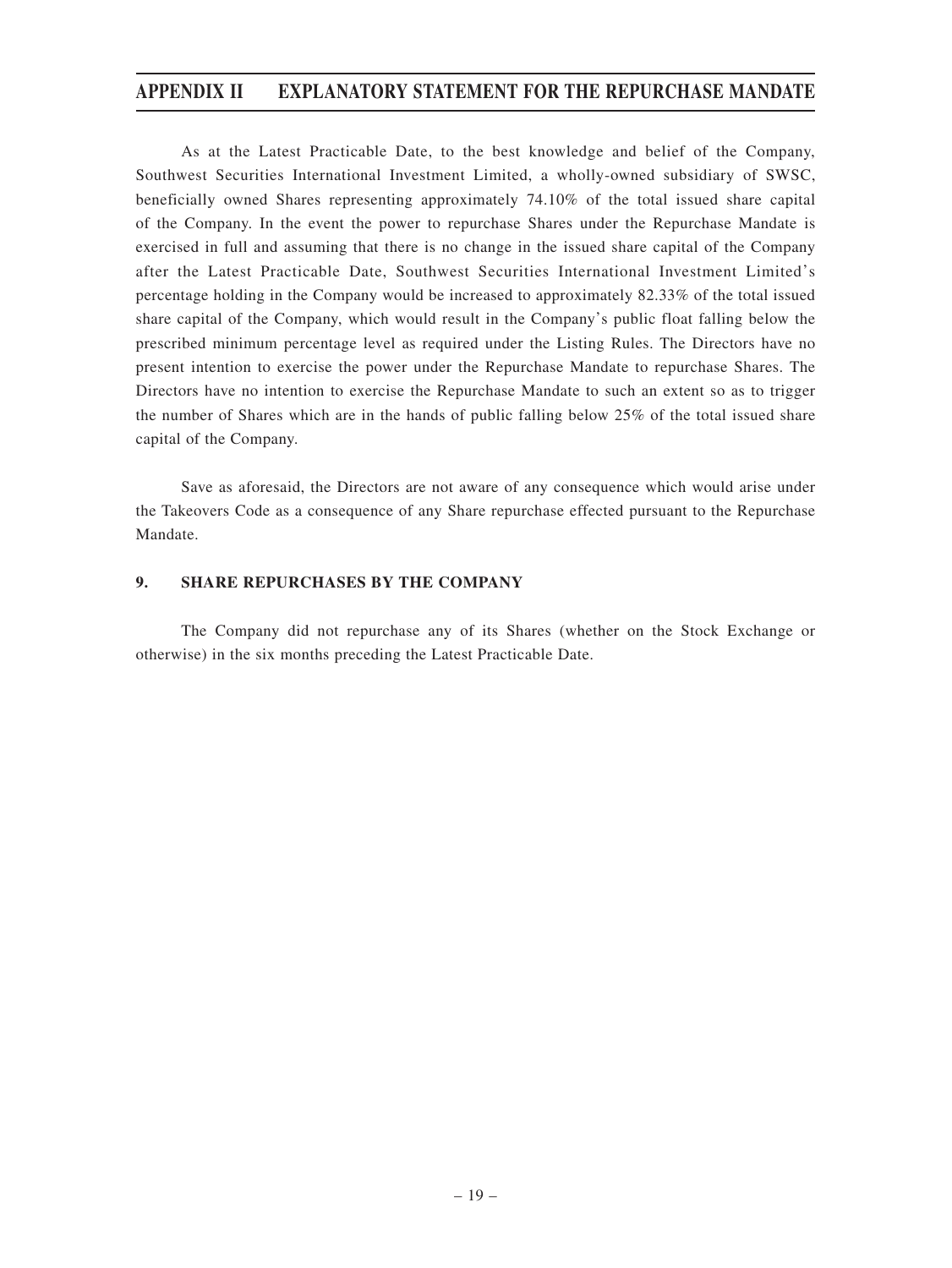As at the Latest Practicable Date, to the best knowledge and belief of the Company, Southwest Securities International Investment Limited, a wholly-owned subsidiary of SWSC, beneficially owned Shares representing approximately 74.10% of the total issued share capital of the Company. In the event the power to repurchase Shares under the Repurchase Mandate is exercised in full and assuming that there is no change in the issued share capital of the Company after the Latest Practicable Date, Southwest Securities International Investment Limited's percentage holding in the Company would be increased to approximately 82.33% of the total issued share capital of the Company, which would result in the Company's public float falling below the prescribed minimum percentage level as required under the Listing Rules. The Directors have no present intention to exercise the power under the Repurchase Mandate to repurchase Shares. The Directors have no intention to exercise the Repurchase Mandate to such an extent so as to trigger the number of Shares which are in the hands of public falling below 25% of the total issued share capital of the Company.

Save as aforesaid, the Directors are not aware of any consequence which would arise under the Takeovers Code as a consequence of any Share repurchase effected pursuant to the Repurchase Mandate.

## 9. SHARE REPURCHASES BY THE COMPANY

The Company did not repurchase any of its Shares (whether on the Stock Exchange or otherwise) in the six months preceding the Latest Practicable Date.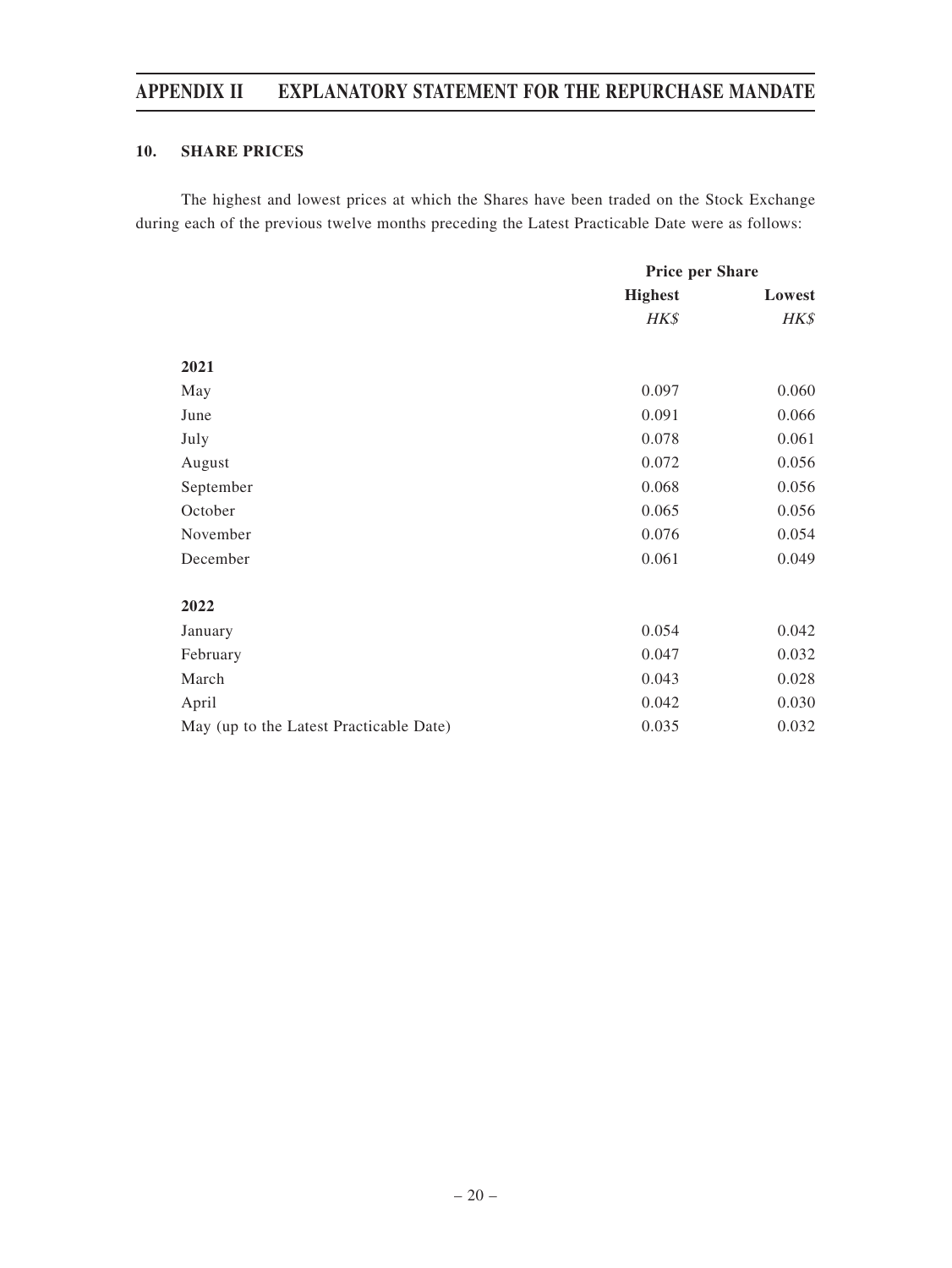## 10. SHARE PRICES

The highest and lowest prices at which the Shares have been traded on the Stock Exchange during each of the previous twelve months preceding the Latest Practicable Date were as follows:

| | Price per Share | |
|---|---|---|
| | **Highest** | **Lowest** |
| | *HK$* | *HK$* |
| **2021** | | |
| May | 0.097 | 0.060 |
| June | 0.091 | 0.066 |
| July | 0.078 | 0.061 |
| August | 0.072 | 0.056 |
| September | 0.068 | 0.056 |
| October | 0.065 | 0.056 |
| November | 0.076 | 0.054 |
| December | 0.061 | 0.049 |
| **2022** | | |
| January | 0.054 | 0.042 |
| February | 0.047 | 0.032 |
| March | 0.043 | 0.028 |
| April | 0.042 | 0.030 |
| May (up to the Latest Practicable Date) | 0.035 | 0.032 |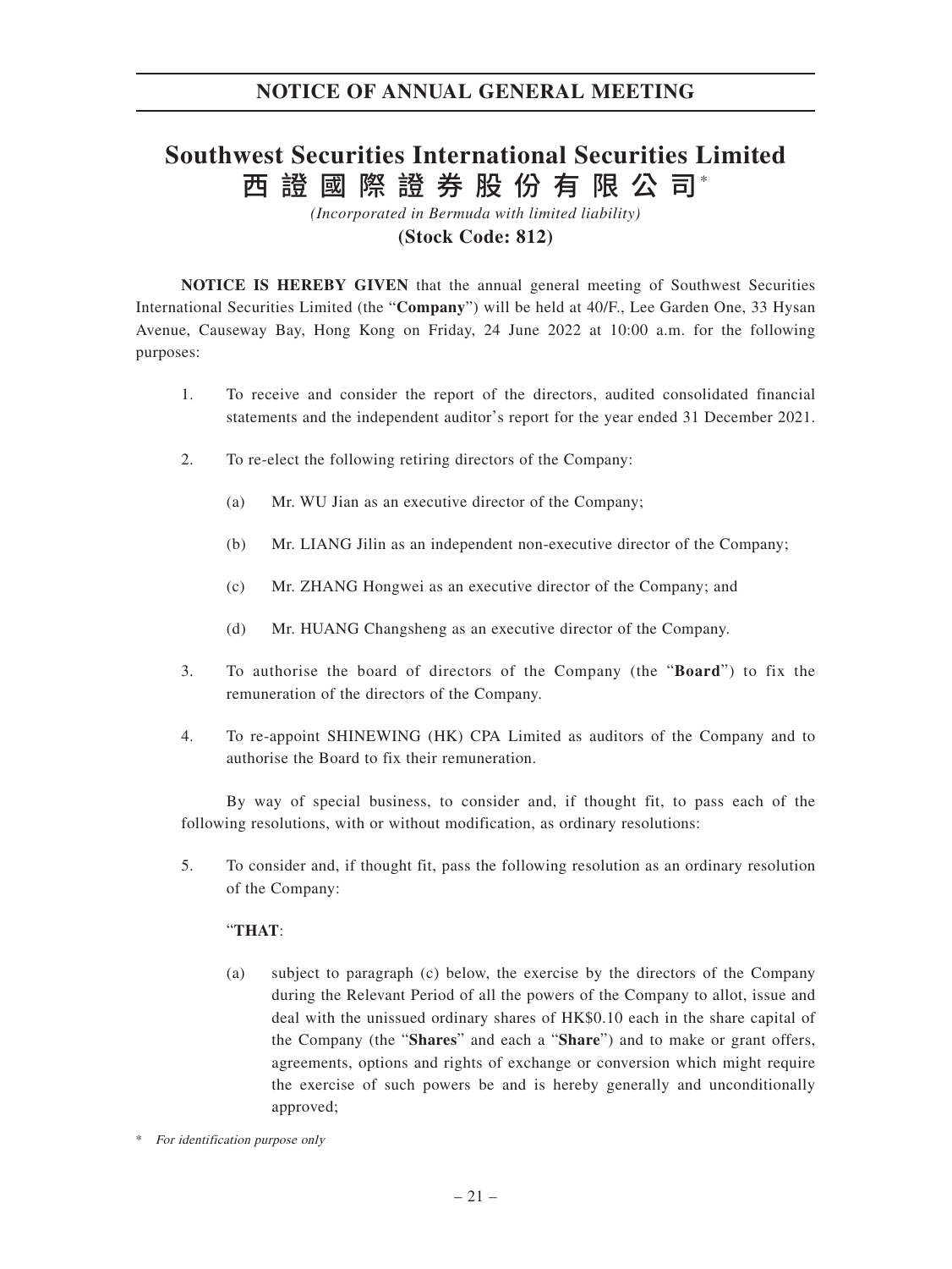# NOTICE OF ANNUAL GENERAL MEETING

# Southwest Securities International Securities Limited

# 西證國際證券股份有限公司*

*(Incorporated in Bermuda with limited liability)*

**(Stock Code: 812)**

**NOTICE IS HEREBY GIVEN** that the annual general meeting of Southwest Securities International Securities Limited (the "**Company**") will be held at 40/F., Lee Garden One, 33 Hysan Avenue, Causeway Bay, Hong Kong on Friday, 24 June 2022 at 10:00 a.m. for the following purposes:

1. To receive and consider the report of the directors, audited consolidated financial statements and the independent auditor's report for the year ended 31 December 2021.

2. To re-elect the following retiring directors of the Company:

   (a) Mr. WU Jian as an executive director of the Company;

   (b) Mr. LIANG Jilin as an independent non-executive director of the Company;

   (c) Mr. ZHANG Hongwei as an executive director of the Company; and

   (d) Mr. HUANG Changsheng as an executive director of the Company.

3. To authorise the board of directors of the Company (the "**Board**") to fix the remuneration of the directors of the Company.

4. To re-appoint SHINEWING (HK) CPA Limited as auditors of the Company and to authorise the Board to fix their remuneration.

By way of special business, to consider and, if thought fit, to pass each of the following resolutions, with or without modification, as ordinary resolutions:

5. To consider and, if thought fit, pass the following resolution as an ordinary resolution of the Company:

   "**THAT**:

   (a) subject to paragraph (c) below, the exercise by the directors of the Company during the Relevant Period of all the powers of the Company to allot, issue and deal with the unissued ordinary shares of HK$0.10 each in the share capital of the Company (the "**Shares**" and each a "**Share**") and to make or grant offers, agreements, options and rights of exchange or conversion which might require the exercise of such powers be and is hereby generally and unconditionally approved;

\* *For identification purpose only*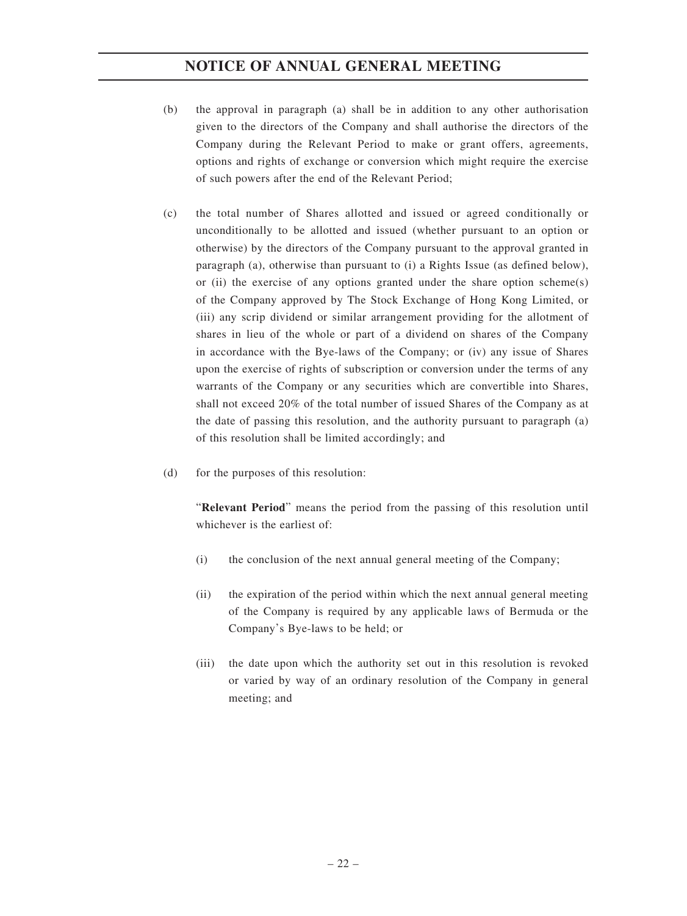(b) the approval in paragraph (a) shall be in addition to any other authorisation given to the directors of the Company and shall authorise the directors of the Company during the Relevant Period to make or grant offers, agreements, options and rights of exchange or conversion which might require the exercise of such powers after the end of the Relevant Period;

(c) the total number of Shares allotted and issued or agreed conditionally or unconditionally to be allotted and issued (whether pursuant to an option or otherwise) by the directors of the Company pursuant to the approval granted in paragraph (a), otherwise than pursuant to (i) a Rights Issue (as defined below), or (ii) the exercise of any options granted under the share option scheme(s) of the Company approved by The Stock Exchange of Hong Kong Limited, or (iii) any scrip dividend or similar arrangement providing for the allotment of shares in lieu of the whole or part of a dividend on shares of the Company in accordance with the Bye-laws of the Company; or (iv) any issue of Shares upon the exercise of rights of subscription or conversion under the terms of any warrants of the Company or any securities which are convertible into Shares, shall not exceed 20% of the total number of issued Shares of the Company as at the date of passing this resolution, and the authority pursuant to paragraph (a) of this resolution shall be limited accordingly; and

(d) for the purposes of this resolution:

"**Relevant Period**" means the period from the passing of this resolution until whichever is the earliest of:

(i) the conclusion of the next annual general meeting of the Company;

(ii) the expiration of the period within which the next annual general meeting of the Company is required by any applicable laws of Bermuda or the Company's Bye-laws to be held; or

(iii) the date upon which the authority set out in this resolution is revoked or varied by way of an ordinary resolution of the Company in general meeting; and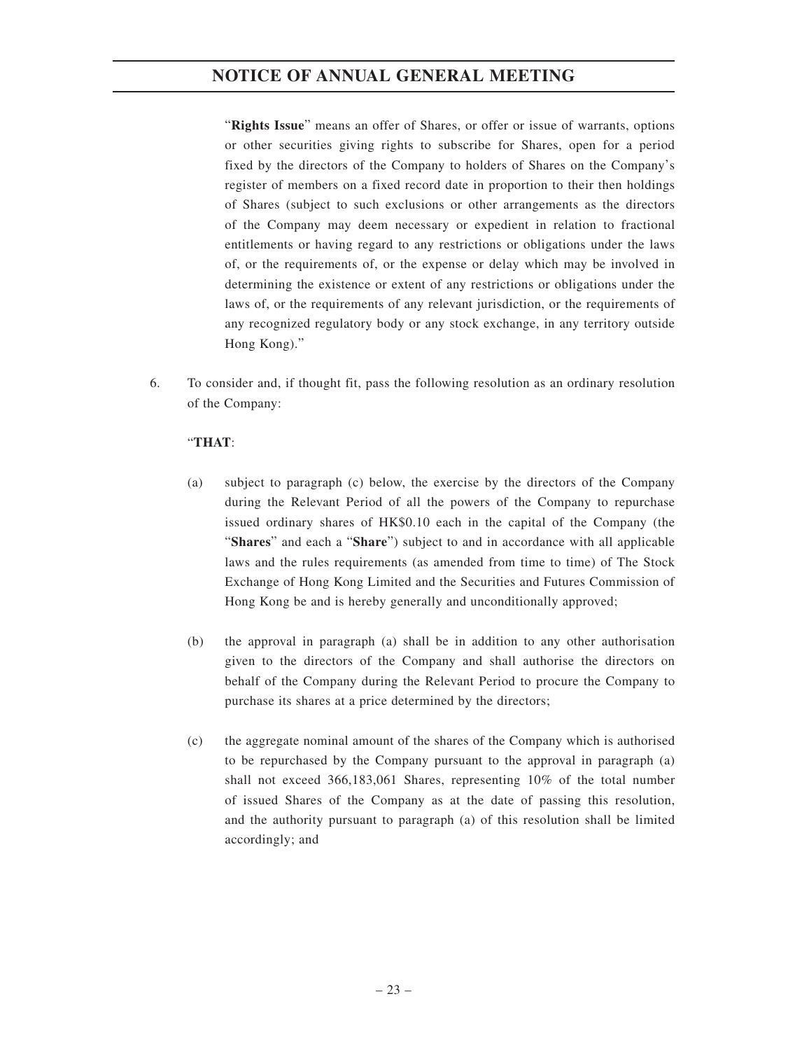"**Rights Issue**" means an offer of Shares, or offer or issue of warrants, options or other securities giving rights to subscribe for Shares, open for a period fixed by the directors of the Company to holders of Shares on the Company's register of members on a fixed record date in proportion to their then holdings of Shares (subject to such exclusions or other arrangements as the directors of the Company may deem necessary or expedient in relation to fractional entitlements or having regard to any restrictions or obligations under the laws of, or the requirements of, or the expense or delay which may be involved in determining the existence or extent of any restrictions or obligations under the laws of, or the requirements of any relevant jurisdiction, or the requirements of any recognized regulatory body or any stock exchange, in any territory outside Hong Kong)."

6. To consider and, if thought fit, pass the following resolution as an ordinary resolution of the Company:

"**THAT**:

(a) subject to paragraph (c) below, the exercise by the directors of the Company during the Relevant Period of all the powers of the Company to repurchase issued ordinary shares of HK$0.10 each in the capital of the Company (the "**Shares**" and each a "**Share**") subject to and in accordance with all applicable laws and the rules requirements (as amended from time to time) of The Stock Exchange of Hong Kong Limited and the Securities and Futures Commission of Hong Kong be and is hereby generally and unconditionally approved;

(b) the approval in paragraph (a) shall be in addition to any other authorisation given to the directors of the Company and shall authorise the directors on behalf of the Company during the Relevant Period to procure the Company to purchase its shares at a price determined by the directors;

(c) the aggregate nominal amount of the shares of the Company which is authorised to be repurchased by the Company pursuant to the approval in paragraph (a) shall not exceed 366,183,061 Shares, representing 10% of the total number of issued Shares of the Company as at the date of passing this resolution, and the authority pursuant to paragraph (a) of this resolution shall be limited accordingly; and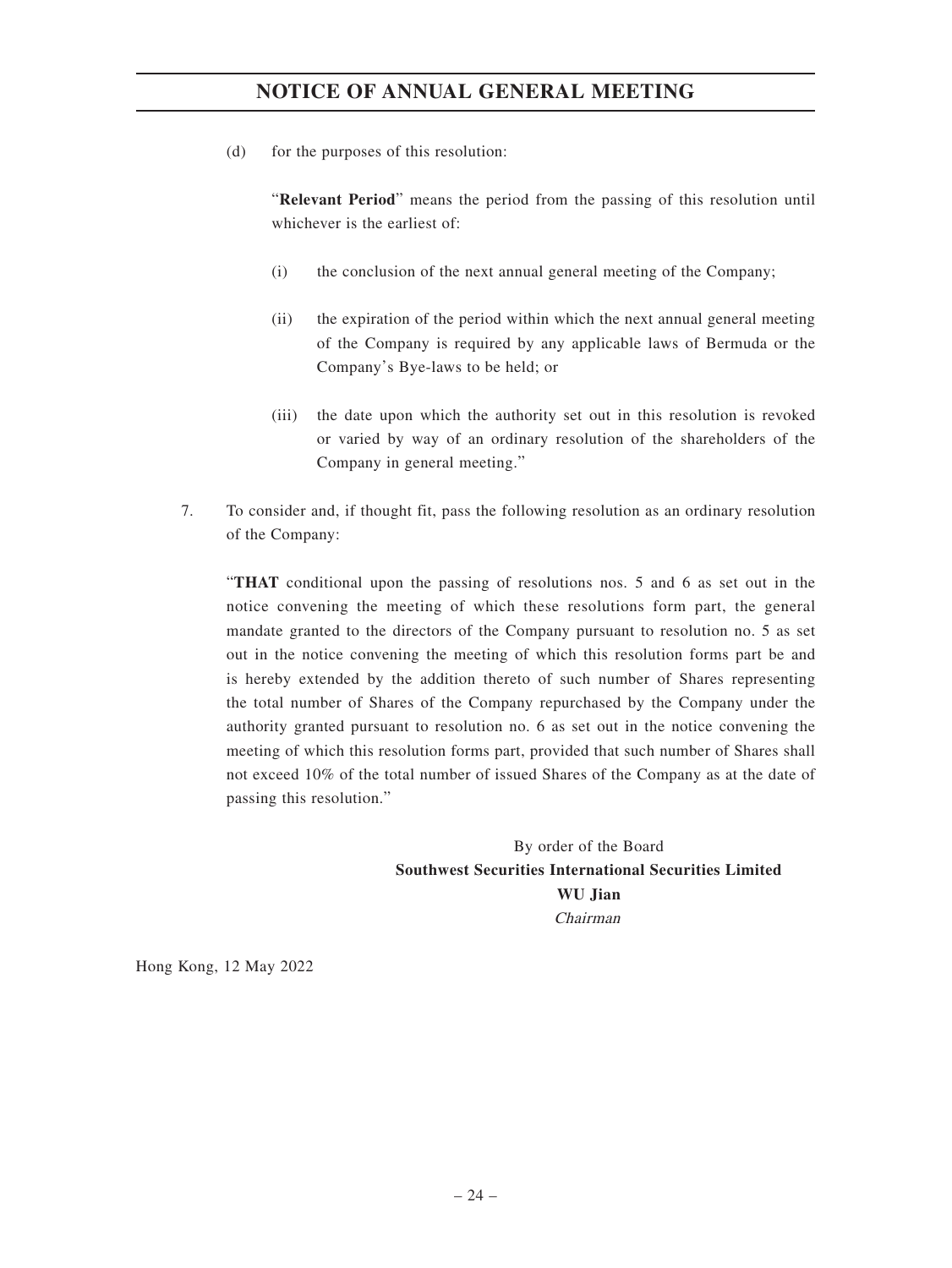(d) for the purposes of this resolution:

"**Relevant Period**" means the period from the passing of this resolution until whichever is the earliest of:

(i) the conclusion of the next annual general meeting of the Company;

(ii) the expiration of the period within which the next annual general meeting of the Company is required by any applicable laws of Bermuda or the Company's Bye-laws to be held; or

(iii) the date upon which the authority set out in this resolution is revoked or varied by way of an ordinary resolution of the shareholders of the Company in general meeting."

7. To consider and, if thought fit, pass the following resolution as an ordinary resolution of the Company:

"**THAT** conditional upon the passing of resolutions nos. 5 and 6 as set out in the notice convening the meeting of which these resolutions form part, the general mandate granted to the directors of the Company pursuant to resolution no. 5 as set out in the notice convening the meeting of which this resolution forms part be and is hereby extended by the addition thereto of such number of Shares representing the total number of Shares of the Company repurchased by the Company under the authority granted pursuant to resolution no. 6 as set out in the notice convening the meeting of which this resolution forms part, provided that such number of Shares shall not exceed 10% of the total number of issued Shares of the Company as at the date of passing this resolution."

By order of the Board
**Southwest Securities International Securities Limited**
**WU Jian**
*Chairman*

Hong Kong, 12 May 2022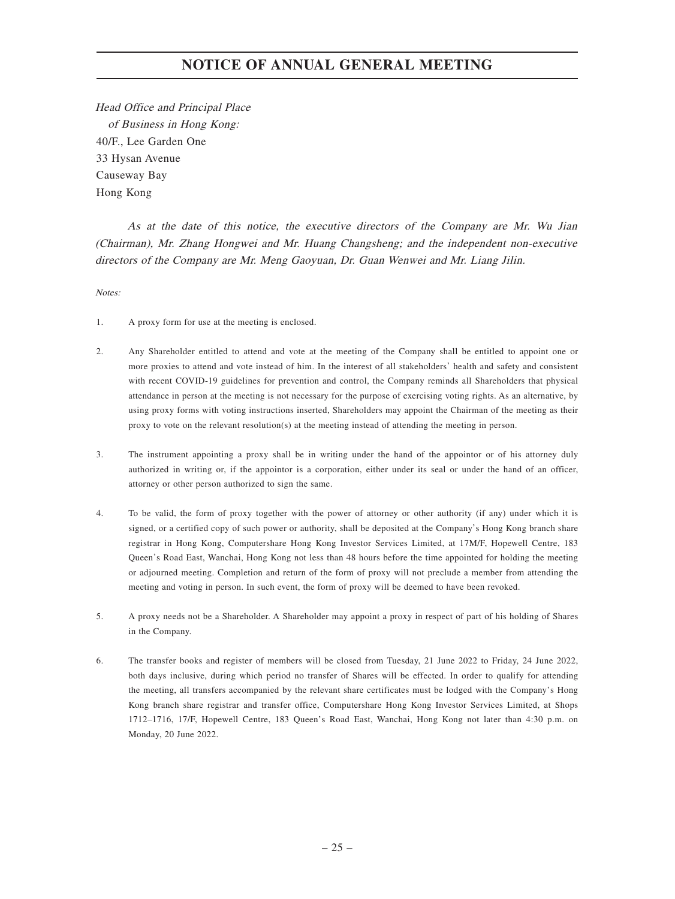# NOTICE OF ANNUAL GENERAL MEETING

*Head Office and Principal Place*
*of Business in Hong Kong:*
40/F., Lee Garden One
33 Hysan Avenue
Causeway Bay
Hong Kong

*As at the date of this notice, the executive directors of the Company are Mr. Wu Jian (Chairman), Mr. Zhang Hongwei and Mr. Huang Changsheng; and the independent non-executive directors of the Company are Mr. Meng Gaoyuan, Dr. Guan Wenwei and Mr. Liang Jilin.*

*Notes:*

1. A proxy form for use at the meeting is enclosed.

2. Any Shareholder entitled to attend and vote at the meeting of the Company shall be entitled to appoint one or more proxies to attend and vote instead of him. In the interest of all stakeholders' health and safety and consistent with recent COVID-19 guidelines for prevention and control, the Company reminds all Shareholders that physical attendance in person at the meeting is not necessary for the purpose of exercising voting rights. As an alternative, by using proxy forms with voting instructions inserted, Shareholders may appoint the Chairman of the meeting as their proxy to vote on the relevant resolution(s) at the meeting instead of attending the meeting in person.

3. The instrument appointing a proxy shall be in writing under the hand of the appointor or of his attorney duly authorized in writing or, if the appointor is a corporation, either under its seal or under the hand of an officer, attorney or other person authorized to sign the same.

4. To be valid, the form of proxy together with the power of attorney or other authority (if any) under which it is signed, or a certified copy of such power or authority, shall be deposited at the Company's Hong Kong branch share registrar in Hong Kong, Computershare Hong Kong Investor Services Limited, at 17M/F, Hopewell Centre, 183 Queen's Road East, Wanchai, Hong Kong not less than 48 hours before the time appointed for holding the meeting or adjourned meeting. Completion and return of the form of proxy will not preclude a member from attending the meeting and voting in person. In such event, the form of proxy will be deemed to have been revoked.

5. A proxy needs not be a Shareholder. A Shareholder may appoint a proxy in respect of part of his holding of Shares in the Company.

6. The transfer books and register of members will be closed from Tuesday, 21 June 2022 to Friday, 24 June 2022, both days inclusive, during which period no transfer of Shares will be effected. In order to qualify for attending the meeting, all transfers accompanied by the relevant share certificates must be lodged with the Company's Hong Kong branch share registrar and transfer office, Computershare Hong Kong Investor Services Limited, at Shops 1712–1716, 17/F, Hopewell Centre, 183 Queen's Road East, Wanchai, Hong Kong not later than 4:30 p.m. on Monday, 20 June 2022.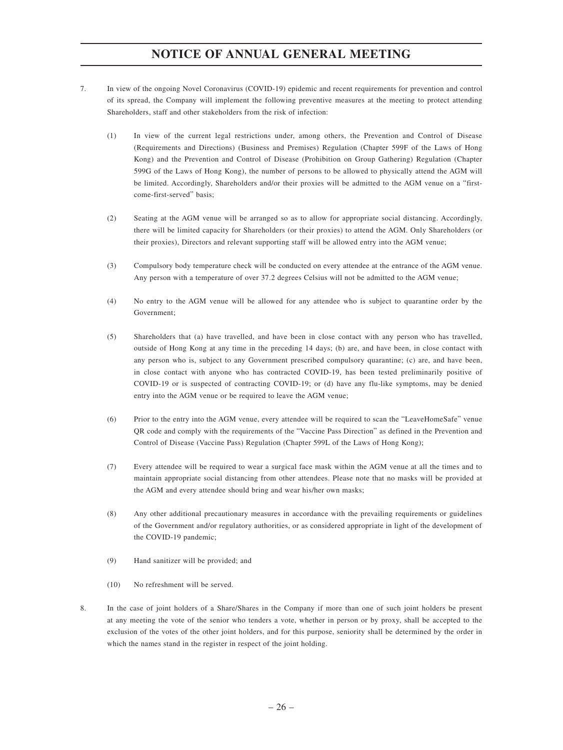7. In view of the ongoing Novel Coronavirus (COVID-19) epidemic and recent requirements for prevention and control of its spread, the Company will implement the following preventive measures at the meeting to protect attending Shareholders, staff and other stakeholders from the risk of infection:

   (1) In view of the current legal restrictions under, among others, the Prevention and Control of Disease (Requirements and Directions) (Business and Premises) Regulation (Chapter 599F of the Laws of Hong Kong) and the Prevention and Control of Disease (Prohibition on Group Gathering) Regulation (Chapter 599G of the Laws of Hong Kong), the number of persons to be allowed to physically attend the AGM will be limited. Accordingly, Shareholders and/or their proxies will be admitted to the AGM venue on a "first-come-first-served" basis;

   (2) Seating at the AGM venue will be arranged so as to allow for appropriate social distancing. Accordingly, there will be limited capacity for Shareholders (or their proxies) to attend the AGM. Only Shareholders (or their proxies), Directors and relevant supporting staff will be allowed entry into the AGM venue;

   (3) Compulsory body temperature check will be conducted on every attendee at the entrance of the AGM venue. Any person with a temperature of over 37.2 degrees Celsius will not be admitted to the AGM venue;

   (4) No entry to the AGM venue will be allowed for any attendee who is subject to quarantine order by the Government;

   (5) Shareholders that (a) have travelled, and have been in close contact with any person who has travelled, outside of Hong Kong at any time in the preceding 14 days; (b) are, and have been, in close contact with any person who is, subject to any Government prescribed compulsory quarantine; (c) are, and have been, in close contact with anyone who has contracted COVID-19, has been tested preliminarily positive of COVID-19 or is suspected of contracting COVID-19; or (d) have any flu-like symptoms, may be denied entry into the AGM venue or be required to leave the AGM venue;

   (6) Prior to the entry into the AGM venue, every attendee will be required to scan the "LeaveHomeSafe" venue QR code and comply with the requirements of the "Vaccine Pass Direction" as defined in the Prevention and Control of Disease (Vaccine Pass) Regulation (Chapter 599L of the Laws of Hong Kong);

   (7) Every attendee will be required to wear a surgical face mask within the AGM venue at all the times and to maintain appropriate social distancing from other attendees. Please note that no masks will be provided at the AGM and every attendee should bring and wear his/her own masks;

   (8) Any other additional precautionary measures in accordance with the prevailing requirements or guidelines of the Government and/or regulatory authorities, or as considered appropriate in light of the development of the COVID-19 pandemic;

   (9) Hand sanitizer will be provided; and

   (10) No refreshment will be served.

8. In the case of joint holders of a Share/Shares in the Company if more than one of such joint holders be present at any meeting the vote of the senior who tenders a vote, whether in person or by proxy, shall be accepted to the exclusion of the votes of the other joint holders, and for this purpose, seniority shall be determined by the order in which the names stand in the register in respect of the joint holding.